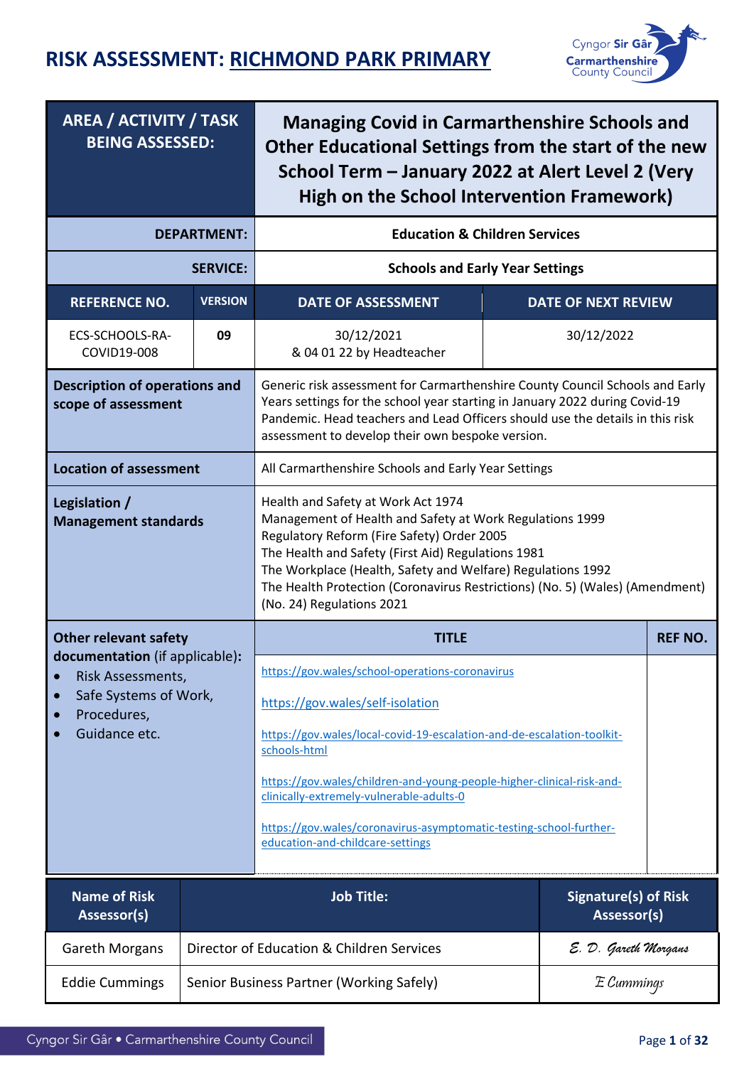# RISK ASSESSMENT: RICHMOND PARK PRIMARY

Cyngor Sir Gâr
Carmarthenshire County Council

| AREA / ACTIVITY / TASK BEING ASSESSED: | Managing Covid in Carmarthenshire Schools and Other Educational Settings from the start of the new School Term – January 2022 at Alert Level 2 (Very High on the School Intervention Framework) | | |
|---|---|---|---|
| DEPARTMENT: | Education & Children Services | | |
| SERVICE: | Schools and Early Year Settings | | |

| REFERENCE NO. | VERSION | DATE OF ASSESSMENT | DATE OF NEXT REVIEW |
|---|---|---|---|
| ECS-SCHOOLS-RA-COVID19-008 | 09 | 30/12/2021 & 04 01 22 by Headteacher | 30/12/2022 |

| | |
|---|---|
| **Description of operations and scope of assessment** | Generic risk assessment for Carmarthenshire County Council Schools and Early Years settings for the school year starting in January 2022 during Covid-19 Pandemic. Head teachers and Lead Officers should use the details in this risk assessment to develop their own bespoke version. |
| **Location of assessment** | All Carmarthenshire Schools and Early Year Settings |
| **Legislation / Management standards** | Health and Safety at Work Act 1974<br>Management of Health and Safety at Work Regulations 1999<br>Regulatory Reform (Fire Safety) Order 2005<br>The Health and Safety (First Aid) Regulations 1981<br>The Workplace (Health, Safety and Welfare) Regulations 1992<br>The Health Protection (Coronavirus Restrictions) (No. 5) (Wales) (Amendment) (No. 24) Regulations 2021 |

| Other relevant safety documentation (if applicable): | TITLE | REF NO. |
|---|---|---|
| • Risk Assessments,<br>• Safe Systems of Work,<br>• Procedures,<br>• Guidance etc. | https://gov.wales/school-operations-coronavirus<br><br>https://gov.wales/self-isolation<br><br>https://gov.wales/local-covid-19-escalation-and-de-escalation-toolkit-schools-html<br><br>https://gov.wales/children-and-young-people-higher-clinical-risk-and-clinically-extremely-vulnerable-adults-0<br><br>https://gov.wales/coronavirus-asymptomatic-testing-school-further-education-and-childcare-settings | |

| Name of Risk Assessor(s) | Job Title: | Signature(s) of Risk Assessor(s) |
|---|---|---|
| Gareth Morgans | Director of Education & Children Services | E. D. Gareth Morgans |
| Eddie Cummings | Senior Business Partner (Working Safely) | E Cummings |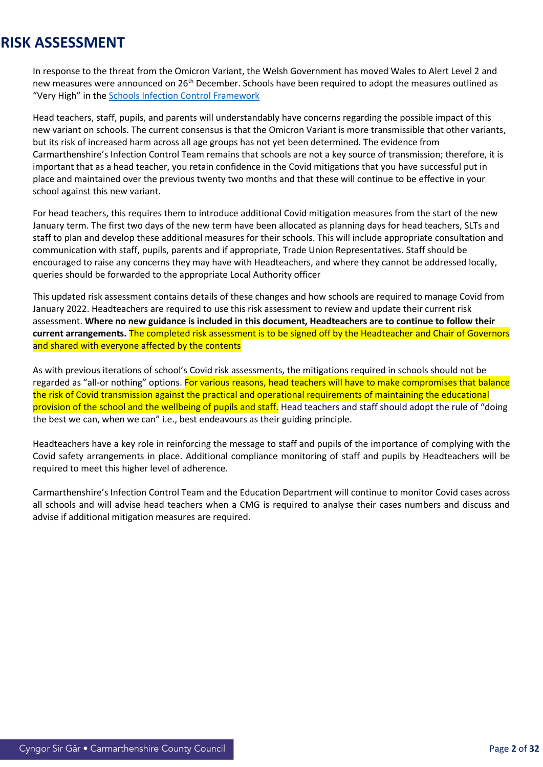# RISK ASSESSMENT

In response to the threat from the Omicron Variant, the Welsh Government has moved Wales to Alert Level 2 and new measures were announced on 26th December. Schools have been required to adopt the measures outlined as "Very High" in the [Schools Infection Control Framework]

Head teachers, staff, pupils, and parents will understandably have concerns regarding the possible impact of this new variant on schools. The current consensus is that the Omicron Variant is more transmissible that other variants, but its risk of increased harm across all age groups has not yet been determined. The evidence from Carmarthenshire's Infection Control Team remains that schools are not a key source of transmission; therefore, it is important that as a head teacher, you retain confidence in the Covid mitigations that you have successful put in place and maintained over the previous twenty two months and that these will continue to be effective in your school against this new variant.

For head teachers, this requires them to introduce additional Covid mitigation measures from the start of the new January term. The first two days of the new term have been allocated as planning days for head teachers, SLTs and staff to plan and develop these additional measures for their schools. This will include appropriate consultation and communication with staff, pupils, parents and if appropriate, Trade Union Representatives. Staff should be encouraged to raise any concerns they may have with Headteachers, and where they cannot be addressed locally, queries should be forwarded to the appropriate Local Authority officer

This updated risk assessment contains details of these changes and how schools are required to manage Covid from January 2022. Headteachers are required to use this risk assessment to review and update their current risk assessment. **Where no new guidance is included in this document, Headteachers are to continue to follow their current arrangements.** The completed risk assessment is to be signed off by the Headteacher and Chair of Governors and shared with everyone affected by the contents

As with previous iterations of school's Covid risk assessments, the mitigations required in schools should not be regarded as "all-or nothing" options. For various reasons, head teachers will have to make compromises that balance the risk of Covid transmission against the practical and operational requirements of maintaining the educational provision of the school and the wellbeing of pupils and staff. Head teachers and staff should adopt the rule of "doing the best we can, when we can" i.e., best endeavours as their guiding principle.

Headteachers have a key role in reinforcing the message to staff and pupils of the importance of complying with the Covid safety arrangements in place. Additional compliance monitoring of staff and pupils by Headteachers will be required to meet this higher level of adherence.

Carmarthenshire's Infection Control Team and the Education Department will continue to monitor Covid cases across all schools and will advise head teachers when a CMG is required to analyse their cases numbers and discuss and advise if additional mitigation measures are required.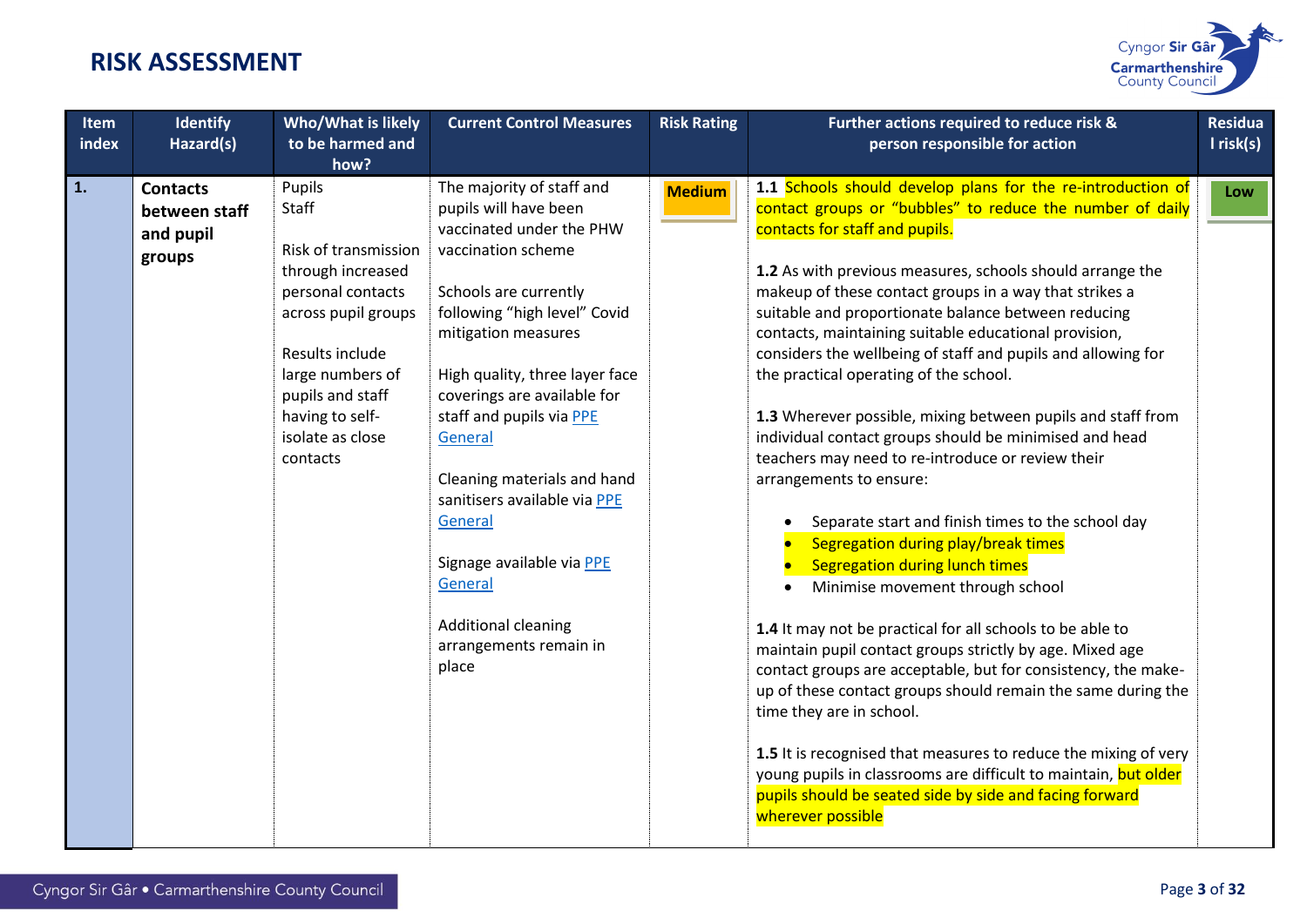# RISK ASSESSMENT

| Item index | Identify Hazard(s) | Who/What is likely to be harmed and how? | Current Control Measures | Risk Rating | Further actions required to reduce risk & person responsible for action | Residual risk(s) |
|---|---|---|---|---|---|---|
| **1.** | **Contacts between staff and pupil groups** | Pupils<br>Staff<br><br>Risk of transmission through increased personal contacts across pupil groups<br><br>Results include large numbers of pupils and staff having to self-isolate as close contacts | The majority of staff and pupils will have been vaccinated under the PHW vaccination scheme<br><br>Schools are currently following "high level" Covid mitigation measures<br><br>High quality, three layer face coverings are available for staff and pupils via PPE General<br><br>Cleaning materials and hand sanitisers available via PPE General<br><br>Signage available via PPE General<br><br>Additional cleaning arrangements remain in place | **Medium** | **1.1** Schools should develop plans for the re-introduction of contact groups or "bubbles" to reduce the number of daily contacts for staff and pupils.<br><br>**1.2** As with previous measures, schools should arrange the makeup of these contact groups in a way that strikes a suitable and proportionate balance between reducing contacts, maintaining suitable educational provision, considers the wellbeing of staff and pupils and allowing for the practical operating of the school.<br><br>**1.3** Wherever possible, mixing between pupils and staff from individual contact groups should be minimised and head teachers may need to re-introduce or review their arrangements to ensure:<br>• Separate start and finish times to the school day<br>• Segregation during play/break times<br>• Segregation during lunch times<br>• Minimise movement through school<br><br>**1.4** It may not be practical for all schools to be able to maintain pupil contact groups strictly by age. Mixed age contact groups are acceptable, but for consistency, the make-up of these contact groups should remain the same during the time they are in school.<br><br>**1.5** It is recognised that measures to reduce the mixing of very young pupils in classrooms are difficult to maintain, but older pupils should be seated side by side and facing forward wherever possible | **Low** |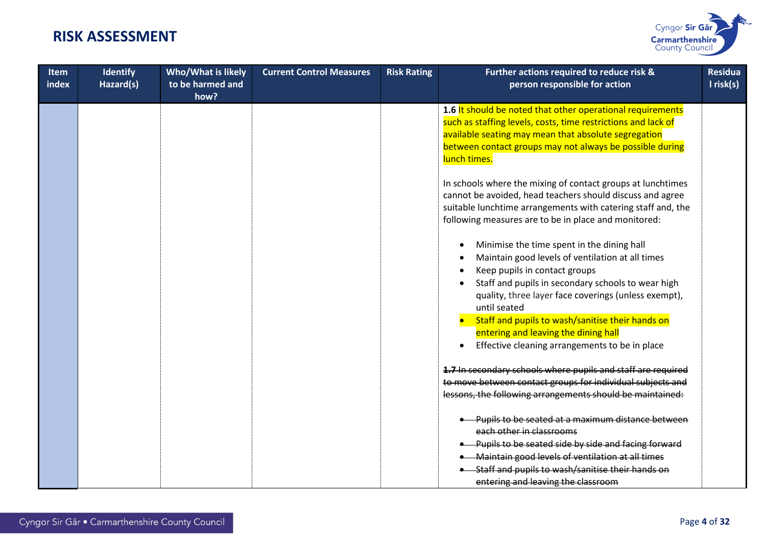# RISK ASSESSMENT

| Item index | Identify Hazard(s) | Who/What is likely to be harmed and how? | Current Control Measures | Risk Rating | Further actions required to reduce risk & person responsible for action | Residual risk(s) |
|---|---|---|---|---|---|---|
| | | | | | **1.6** It should be noted that other operational requirements such as staffing levels, costs, time restrictions and lack of available seating may mean that absolute segregation between contact groups may not always be possible during lunch times.<br><br>In schools where the mixing of contact groups at lunchtimes cannot be avoided, head teachers should discuss and agree suitable lunchtime arrangements with catering staff and, the following measures are to be in place and monitored:<br><br>• Minimise the time spent in the dining hall<br>• Maintain good levels of ventilation at all times<br>• Keep pupils in contact groups<br>• Staff and pupils in secondary schools to wear high quality, three layer face coverings (unless exempt), until seated<br>• Staff and pupils to wash/sanitise their hands on entering and leaving the dining hall<br>• Effective cleaning arrangements to be in place<br><br>~~**1.7** In secondary schools where pupils and staff are required to move between contact groups for individual subjects and lessons, the following arrangements should be maintained:~~<br><br>• ~~Pupils to be seated at a maximum distance between each other in classrooms~~<br>• ~~Pupils to be seated side by side and facing forward~~<br>• ~~Maintain good levels of ventilation at all times~~<br>• ~~Staff and pupils to wash/sanitise their hands on entering and leaving the classroom~~ | |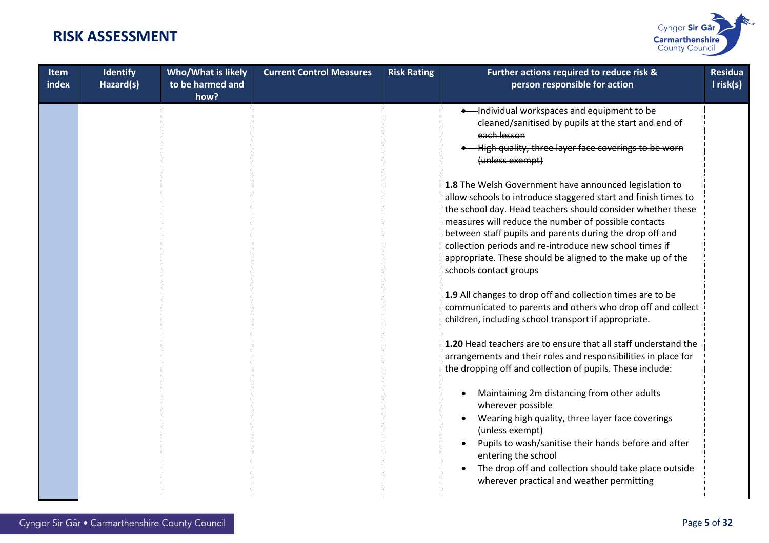# RISK ASSESSMENT

| Item index | Identify Hazard(s) | Who/What is likely to be harmed and how? | Current Control Measures | Risk Rating | Further actions required to reduce risk & person responsible for action | Residual risk(s) |
|---|---|---|---|---|---|---|
| | | | | | <ul><li>~~Individual workspaces and equipment to be cleaned/sanitised by pupils at the start and end of each lesson~~</li><li>~~High quality, three layer face coverings to be worn (unless exempt)~~</li></ul>**1.8** The Welsh Government have announced legislation to allow schools to introduce staggered start and finish times to the school day. Head teachers should consider whether these measures will reduce the number of possible contacts between staff pupils and parents during the drop off and collection periods and re-introduce new school times if appropriate. These should be aligned to the make up of the schools contact groups<br><br>**1.9** All changes to drop off and collection times are to be communicated to parents and others who drop off and collect children, including school transport if appropriate.<br><br>**1.20** Head teachers are to ensure that all staff understand the arrangements and their roles and responsibilities in place for the dropping off and collection of pupils. These include:<ul><li>Maintaining 2m distancing from other adults wherever possible</li><li>Wearing high quality, three layer face coverings (unless exempt)</li><li>Pupils to wash/sanitise their hands before and after entering the school</li><li>The drop off and collection should take place outside wherever practical and weather permitting</li></ul> | |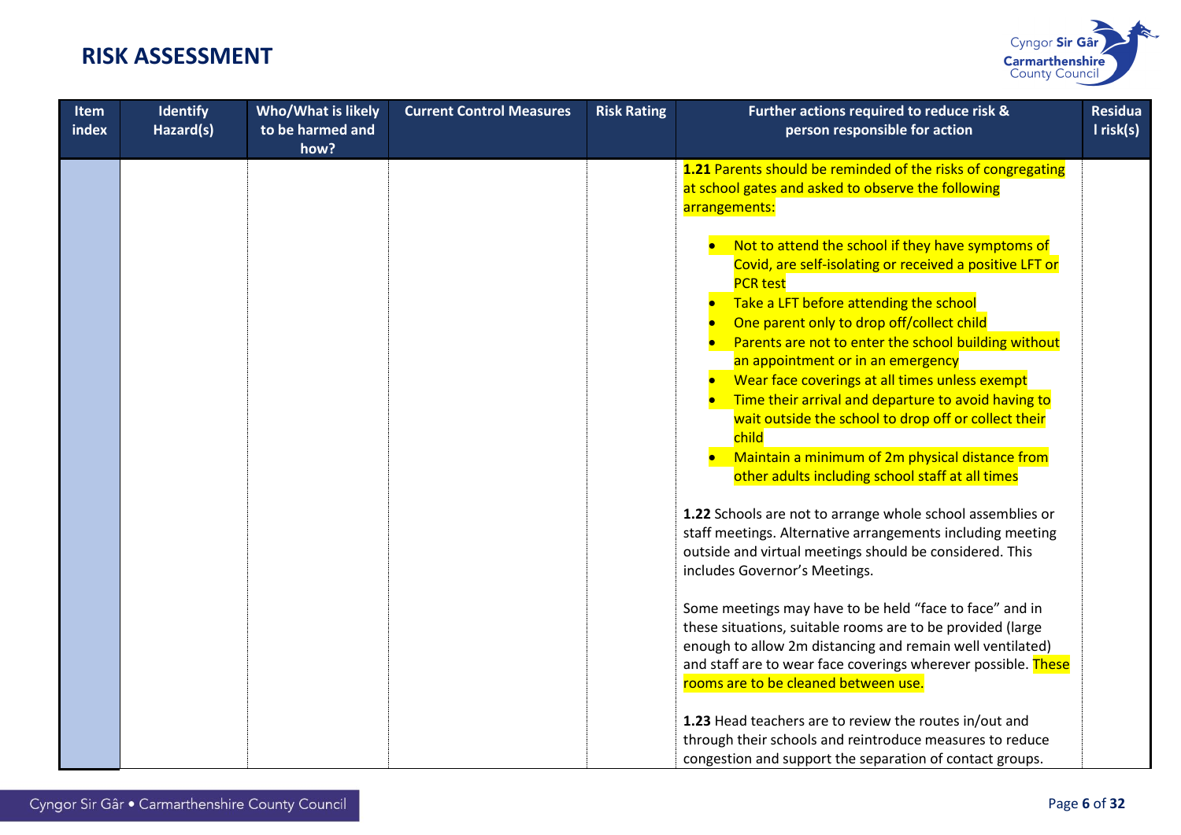# RISK ASSESSMENT

| Item index | Identify Hazard(s) | Who/What is likely to be harmed and how? | Current Control Measures | Risk Rating | Further actions required to reduce risk & person responsible for action | Residual risk(s) |
|---|---|---|---|---|---|---|
| | | | | | **1.21** Parents should be reminded of the risks of congregating at school gates and asked to observe the following arrangements:<br><br>• Not to attend the school if they have symptoms of Covid, are self-isolating or received a positive LFT or PCR test<br>• Take a LFT before attending the school<br>• One parent only to drop off/collect child<br>• Parents are not to enter the school building without an appointment or in an emergency<br>• Wear face coverings at all times unless exempt<br>• Time their arrival and departure to avoid having to wait outside the school to drop off or collect their child<br>• Maintain a minimum of 2m physical distance from other adults including school staff at all times<br><br>**1.22** Schools are not to arrange whole school assemblies or staff meetings. Alternative arrangements including meeting outside and virtual meetings should be considered. This includes Governor's Meetings.<br><br>Some meetings may have to be held "face to face" and in these situations, suitable rooms are to be provided (large enough to allow 2m distancing and remain well ventilated) and staff are to wear face coverings wherever possible. These rooms are to be cleaned between use.<br><br>**1.23** Head teachers are to review the routes in/out and through their schools and reintroduce measures to reduce congestion and support the separation of contact groups. | |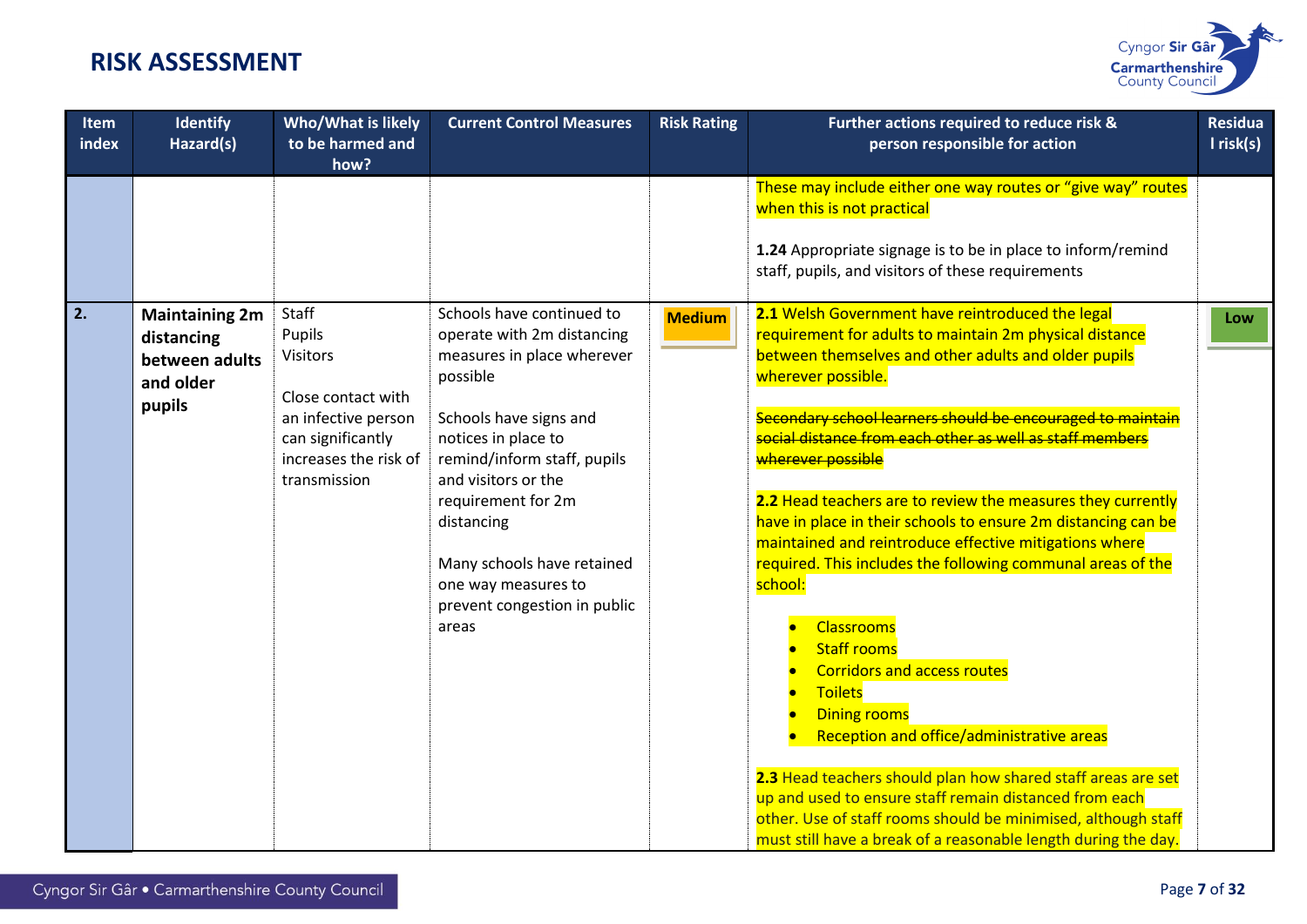## RISK ASSESSMENT

| Item index | Identify Hazard(s) | Who/What is likely to be harmed and how? | Current Control Measures | Risk Rating | Further actions required to reduce risk & person responsible for action | Residual risk(s) |
|---|---|---|---|---|---|---|
| | | | | | These may include either one way routes or "give way" routes when this is not practical<br><br>**1.24** Appropriate signage is to be in place to inform/remind staff, pupils, and visitors of these requirements | |
| **2.** | **Maintaining 2m distancing between adults and older pupils** | Staff<br>Pupils<br>Visitors<br><br>Close contact with an infective person can significantly increases the risk of transmission | Schools have continued to operate with 2m distancing measures in place wherever possible<br><br>Schools have signs and notices in place to remind/inform staff, pupils and visitors or the requirement for 2m distancing<br><br>Many schools have retained one way measures to prevent congestion in public areas | **Medium** | **2.1** Welsh Government have reintroduced the legal requirement for adults to maintain 2m physical distance between themselves and other adults and older pupils wherever possible.<br><br>~~Secondary school learners should be encouraged to maintain social distance from each other as well as staff members wherever possible~~<br><br>**2.2** Head teachers are to review the measures they currently have in place in their schools to ensure 2m distancing can be maintained and reintroduce effective mitigations where required. This includes the following communal areas of the school:<br>• Classrooms<br>• Staff rooms<br>• Corridors and access routes<br>• Toilets<br>• Dining rooms<br>• Reception and office/administrative areas<br><br>**2.3** Head teachers should plan how shared staff areas are set up and used to ensure staff remain distanced from each other. Use of staff rooms should be minimised, although staff must still have a break of a reasonable length during the day. | Low |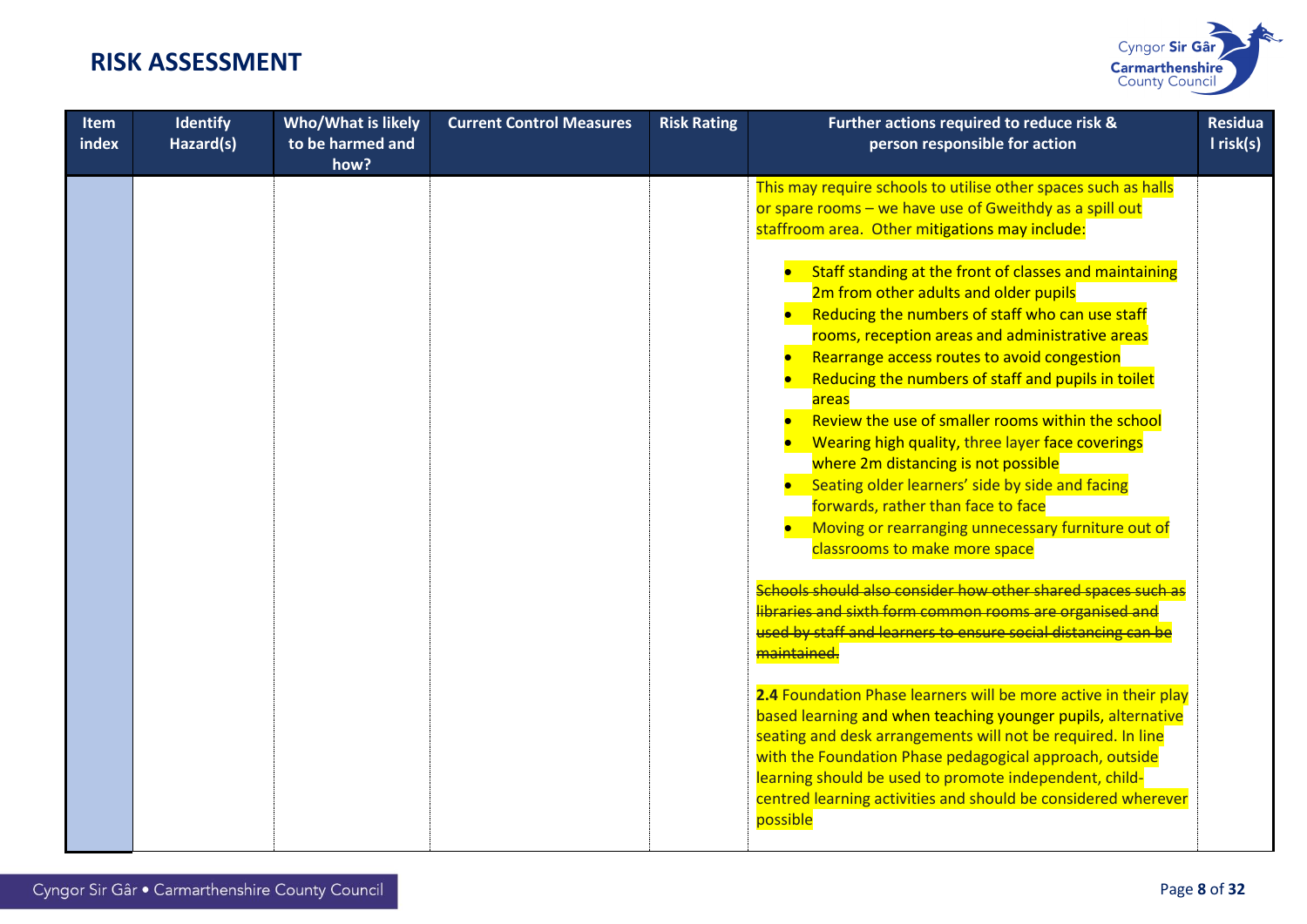# RISK ASSESSMENT

| Item index | Identify Hazard(s) | Who/What is likely to be harmed and how? | Current Control Measures | Risk Rating | Further actions required to reduce risk & person responsible for action | Residual risk(s) |
|---|---|---|---|---|---|---|
| | | | | | This may require schools to utilise other spaces such as halls or spare rooms – we have use of Gweithdy as a spill out staffroom area. Other mitigations may include:<br><br>• Staff standing at the front of classes and maintaining 2m from other adults and older pupils<br>• Reducing the numbers of staff who can use staff rooms, reception areas and administrative areas<br>• Rearrange access routes to avoid congestion<br>• Reducing the numbers of staff and pupils in toilet areas<br>• Review the use of smaller rooms within the school<br>• Wearing high quality, three layer face coverings where 2m distancing is not possible<br>• Seating older learners' side by side and facing forwards, rather than face to face<br>• Moving or rearranging unnecessary furniture out of classrooms to make more space<br><br>~~Schools should also consider how other shared spaces such as libraries and sixth form common rooms are organised and used by staff and learners to ensure social distancing can be maintained.~~<br><br>**2.4** Foundation Phase learners will be more active in their play based learning and when teaching younger pupils, alternative seating and desk arrangements will not be required. In line with the Foundation Phase pedagogical approach, outside learning should be used to promote independent, child-centred learning activities and should be considered wherever possible | |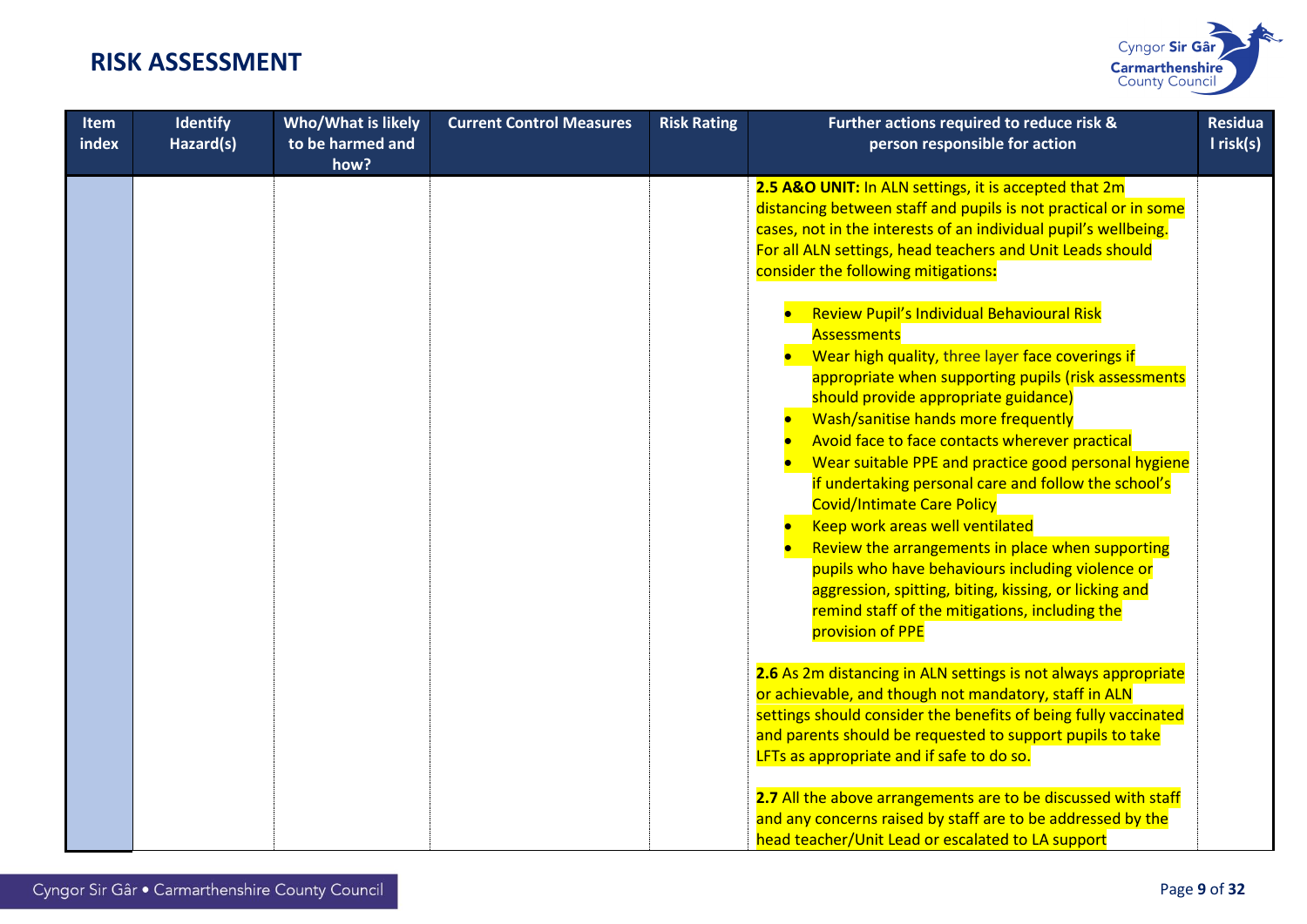## RISK ASSESSMENT

| Item index | Identify Hazard(s) | Who/What is likely to be harmed and how? | Current Control Measures | Risk Rating | Further actions required to reduce risk & person responsible for action | Residual risk(s) |
|---|---|---|---|---|---|---|
| | | | | | **2.5 A&O UNIT:** In ALN settings, it is accepted that 2m distancing between staff and pupils is not practical or in some cases, not in the interests of an individual pupil's wellbeing. For all ALN settings, head teachers and Unit Leads should consider the following mitigations**:**<br><br>• Review Pupil's Individual Behavioural Risk Assessments<br>• Wear high quality, three layer face coverings if appropriate when supporting pupils (risk assessments should provide appropriate guidance)<br>• Wash/sanitise hands more frequently<br>• Avoid face to face contacts wherever practical<br>• Wear suitable PPE and practice good personal hygiene if undertaking personal care and follow the school's Covid/Intimate Care Policy<br>• Keep work areas well ventilated<br>• Review the arrangements in place when supporting pupils who have behaviours including violence or aggression, spitting, biting, kissing, or licking and remind staff of the mitigations, including the provision of PPE<br><br>**2.6** As 2m distancing in ALN settings is not always appropriate or achievable, and though not mandatory, staff in ALN settings should consider the benefits of being fully vaccinated and parents should be requested to support pupils to take LFTs as appropriate and if safe to do so.<br><br>**2.7** All the above arrangements are to be discussed with staff and any concerns raised by staff are to be addressed by the head teacher/Unit Lead or escalated to LA support | |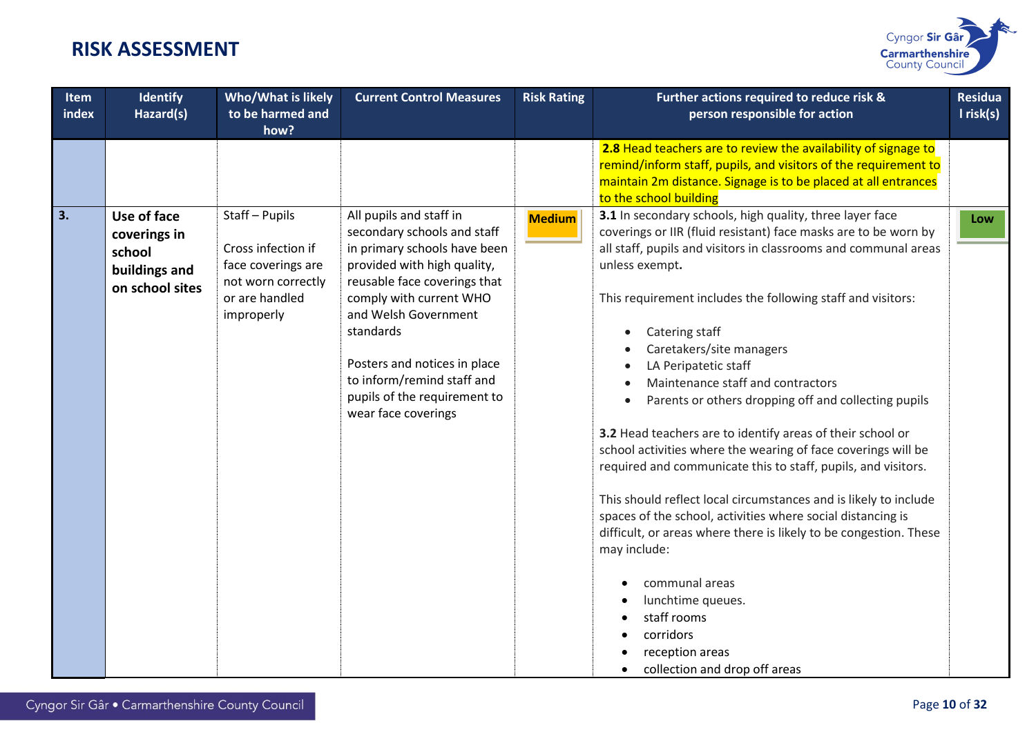# RISK ASSESSMENT

| Item index | Identify Hazard(s) | Who/What is likely to be harmed and how? | Current Control Measures | Risk Rating | Further actions required to reduce risk & person responsible for action | Residual risk(s) |
|---|---|---|---|---|---|---|
| | | | | | **2.8** Head teachers are to review the availability of signage to remind/inform staff, pupils, and visitors of the requirement to maintain 2m distance. Signage is to be placed at all entrances to the school building | |
| **3.** | **Use of face coverings in school buildings and on school sites** | Staff – Pupils<br><br>Cross infection if face coverings are not worn correctly or are handled improperly | All pupils and staff in secondary schools and staff in primary schools have been provided with high quality, reusable face coverings that comply with current WHO and Welsh Government standards<br><br>Posters and notices in place to inform/remind staff and pupils of the requirement to wear face coverings | **Medium** | **3.1** In secondary schools, high quality, three layer face coverings or IIR (fluid resistant) face masks are to be worn by all staff, pupils and visitors in classrooms and communal areas unless exempt**.**<br><br>This requirement includes the following staff and visitors:<br><br>• Catering staff<br>• Caretakers/site managers<br>• LA Peripatetic staff<br>• Maintenance staff and contractors<br>• Parents or others dropping off and collecting pupils<br><br>**3.2** Head teachers are to identify areas of their school or school activities where the wearing of face coverings will be required and communicate this to staff, pupils, and visitors.<br><br>This should reflect local circumstances and is likely to include spaces of the school, activities where social distancing is difficult, or areas where there is likely to be congestion. These may include:<br><br>• communal areas<br>• lunchtime queues.<br>• staff rooms<br>• corridors<br>• reception areas<br>• collection and drop off areas | **Low** |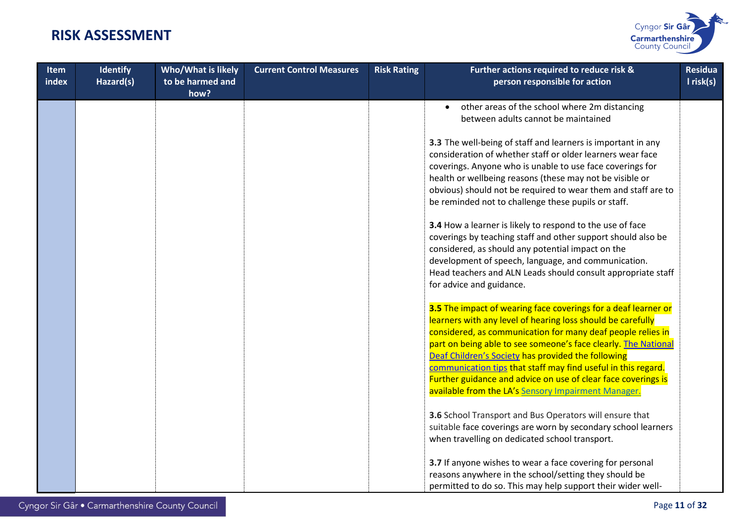# RISK ASSESSMENT

| Item index | Identify Hazard(s) | Who/What is likely to be harmed and how? | Current Control Measures | Risk Rating | Further actions required to reduce risk & person responsible for action | Residual risk(s) |
|---|---|---|---|---|---|---|
| | | | | | • other areas of the school where 2m distancing between adults cannot be maintained<br><br>**3.3** The well-being of staff and learners is important in any consideration of whether staff or older learners wear face coverings. Anyone who is unable to use face coverings for health or wellbeing reasons (these may not be visible or obvious) should not be required to wear them and staff are to be reminded not to challenge these pupils or staff.<br><br>**3.4** How a learner is likely to respond to the use of face coverings by teaching staff and other support should also be considered, as should any potential impact on the development of speech, language, and communication. Head teachers and ALN Leads should consult appropriate staff for advice and guidance.<br><br>**3.5** The impact of wearing face coverings for a deaf learner or learners with any level of hearing loss should be carefully considered, as communication for many deaf people relies in part on being able to see someone's face clearly. The National Deaf Children's Society has provided the following communication tips that staff may find useful in this regard. Further guidance and advice on use of clear face coverings is available from the LA's Sensory Impairment Manager.<br><br>**3.6** School Transport and Bus Operators will ensure that suitable face coverings are worn by secondary school learners when travelling on dedicated school transport.<br><br>**3.7** If anyone wishes to wear a face covering for personal reasons anywhere in the school/setting they should be permitted to do so. This may help support their wider well- | |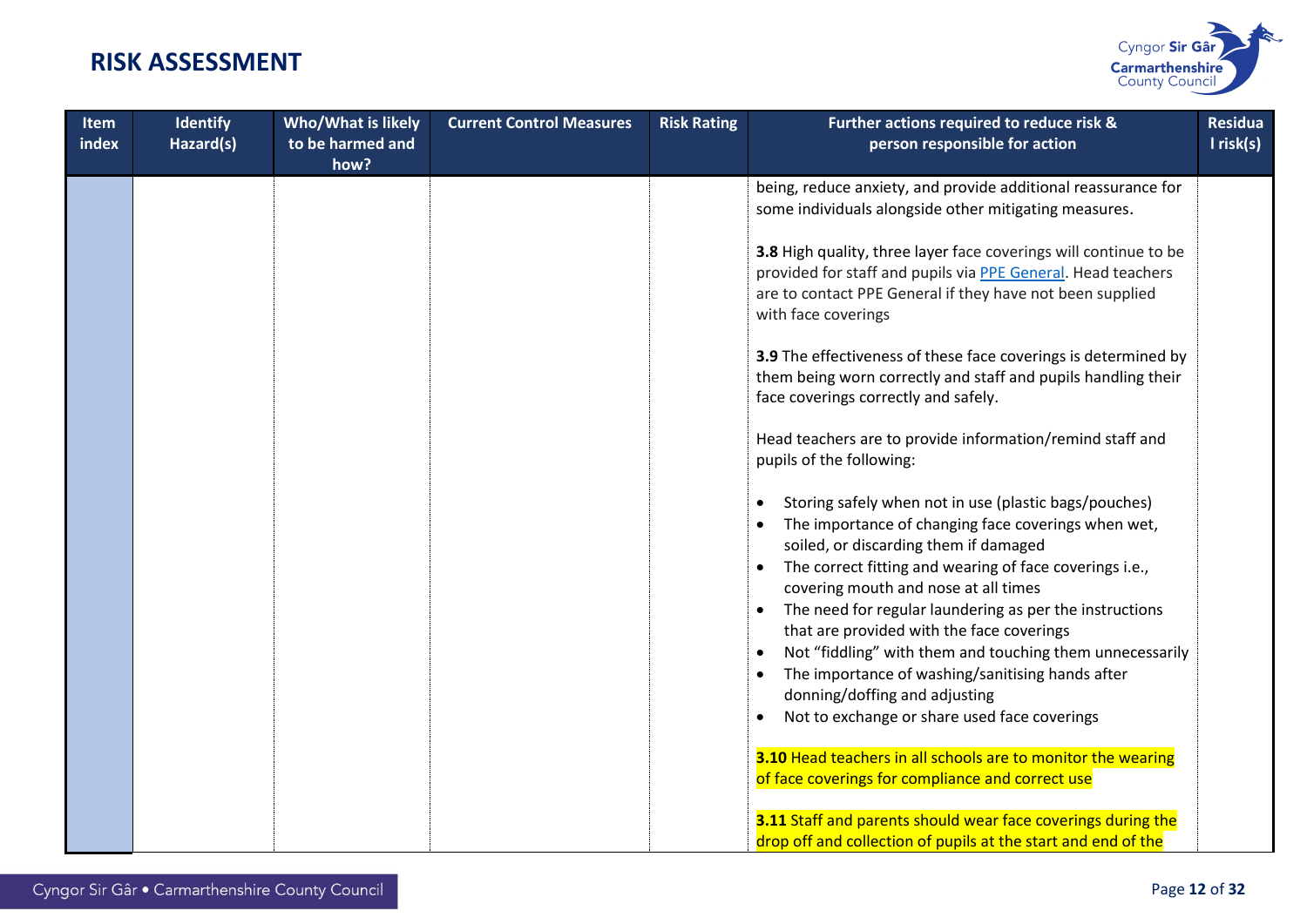# RISK ASSESSMENT

| Item index | Identify Hazard(s) | Who/What is likely to be harmed and how? | Current Control Measures | Risk Rating | Further actions required to reduce risk & person responsible for action | Residual risk(s) |
|---|---|---|---|---|---|---|
| | | | | | being, reduce anxiety, and provide additional reassurance for some individuals alongside other mitigating measures.<br><br>**3.8** High quality, three layer face coverings will continue to be provided for staff and pupils via PPE General. Head teachers are to contact PPE General if they have not been supplied with face coverings<br><br>**3.9** The effectiveness of these face coverings is determined by them being worn correctly and staff and pupils handling their face coverings correctly and safely.<br><br>Head teachers are to provide information/remind staff and pupils of the following:<br><br>• Storing safely when not in use (plastic bags/pouches)<br>• The importance of changing face coverings when wet, soiled, or discarding them if damaged<br>• The correct fitting and wearing of face coverings i.e., covering mouth and nose at all times<br>• The need for regular laundering as per the instructions that are provided with the face coverings<br>• Not "fiddling" with them and touching them unnecessarily<br>• The importance of washing/sanitising hands after donning/doffing and adjusting<br>• Not to exchange or share used face coverings<br><br>**3.10** Head teachers in all schools are to monitor the wearing of face coverings for compliance and correct use<br><br>**3.11** Staff and parents should wear face coverings during the drop off and collection of pupils at the start and end of the | |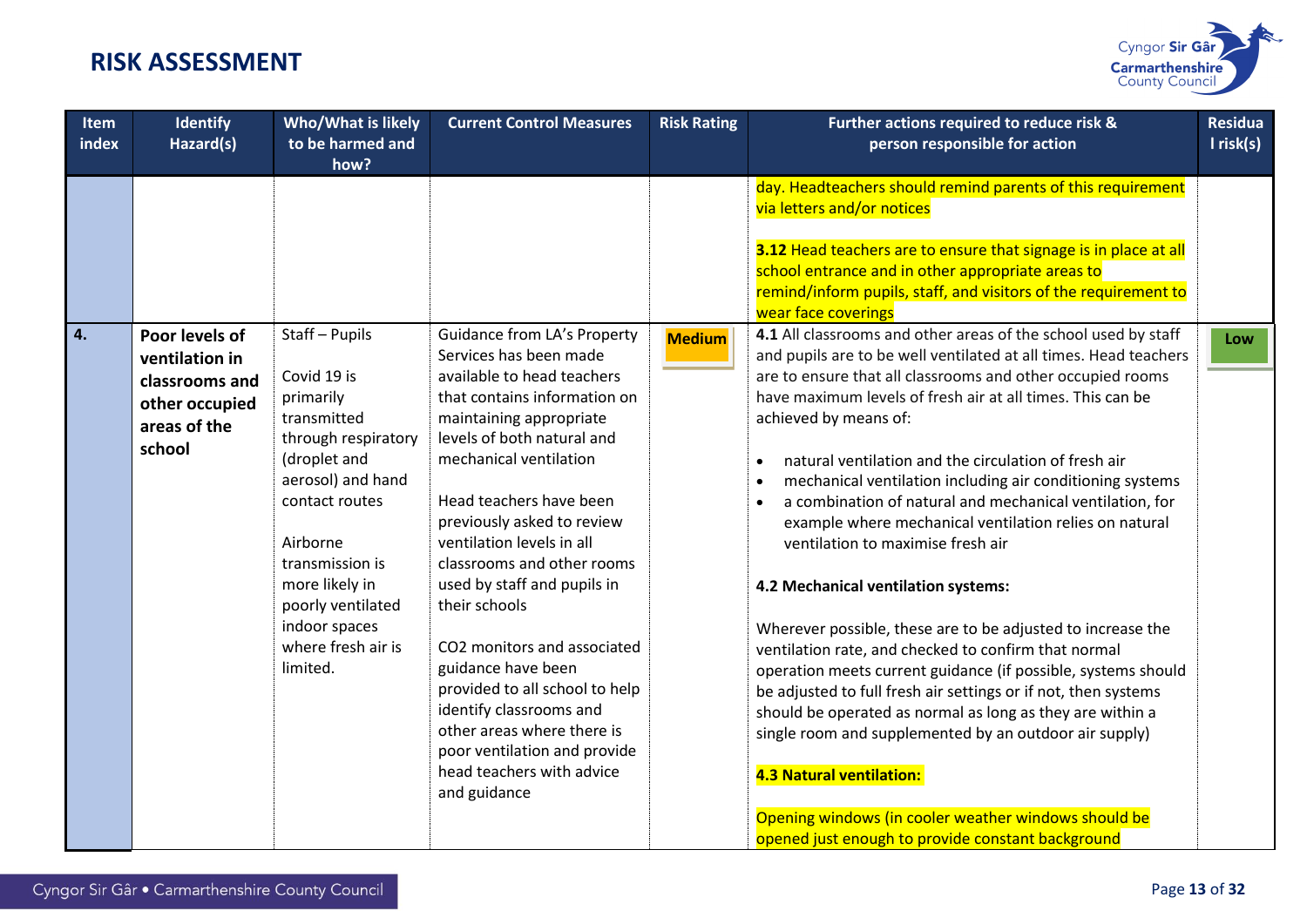# RISK ASSESSMENT

| Item index | Identify Hazard(s) | Who/What is likely to be harmed and how? | Current Control Measures | Risk Rating | Further actions required to reduce risk & person responsible for action | Residual risk(s) |
|---|---|---|---|---|---|---|
| | | | | | day. Headteachers should remind parents of this requirement via letters and/or notices<br><br>**3.12** Head teachers are to ensure that signage is in place at all school entrance and in other appropriate areas to remind/inform pupils, staff, and visitors of the requirement to wear face coverings | |
| **4.** | **Poor levels of ventilation in classrooms and other occupied areas of the school** | Staff – Pupils<br><br>Covid 19 is primarily transmitted through respiratory (droplet and aerosol) and hand contact routes<br><br>Airborne transmission is more likely in poorly ventilated indoor spaces where fresh air is limited. | Guidance from LA's Property Services has been made available to head teachers that contains information on maintaining appropriate levels of both natural and mechanical ventilation<br><br>Head teachers have been previously asked to review ventilation levels in all classrooms and other rooms used by staff and pupils in their schools<br><br>CO2 monitors and associated guidance have been provided to all school to help identify classrooms and other areas where there is poor ventilation and provide head teachers with advice and guidance | **Medium** | **4.1** All classrooms and other areas of the school used by staff and pupils are to be well ventilated at all times. Head teachers are to ensure that all classrooms and other occupied rooms have maximum levels of fresh air at all times. This can be achieved by means of:<br><br>• natural ventilation and the circulation of fresh air<br>• mechanical ventilation including air conditioning systems<br>• a combination of natural and mechanical ventilation, for example where mechanical ventilation relies on natural ventilation to maximise fresh air<br><br>**4.2 Mechanical ventilation systems:**<br><br>Wherever possible, these are to be adjusted to increase the ventilation rate, and checked to confirm that normal operation meets current guidance (if possible, systems should be adjusted to full fresh air settings or if not, then systems should be operated as normal as long as they are within a single room and supplemented by an outdoor air supply)<br><br>**4.3 Natural ventilation:**<br><br>Opening windows (in cooler weather windows should be opened just enough to provide constant background | Low |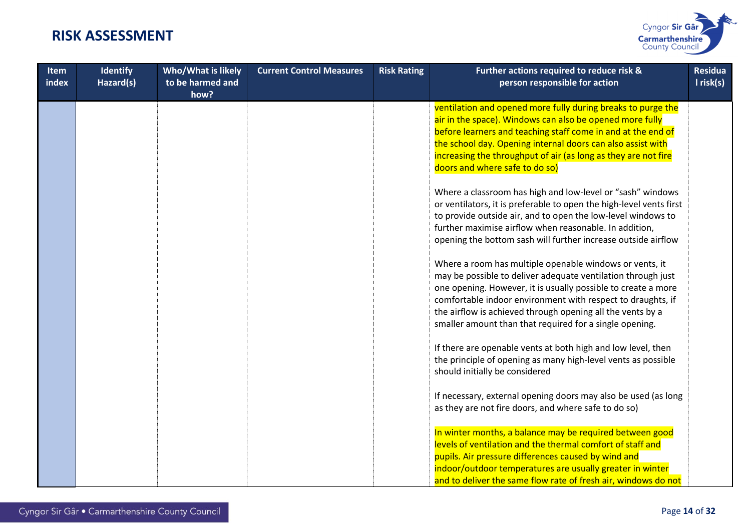# RISK ASSESSMENT

| Item index | Identify Hazard(s) | Who/What is likely to be harmed and how? | Current Control Measures | Risk Rating | Further actions required to reduce risk & person responsible for action | Residual risk(s) |
|---|---|---|---|---|---|---|
| | | | | | ventilation and opened more fully during breaks to purge the air in the space). Windows can also be opened more fully before learners and teaching staff come in and at the end of the school day. Opening internal doors can also assist with increasing the throughput of air (as long as they are not fire doors and where safe to do so)<br><br>Where a classroom has high and low-level or "sash" windows or ventilators, it is preferable to open the high-level vents first to provide outside air, and to open the low-level windows to further maximise airflow when reasonable. In addition, opening the bottom sash will further increase outside airflow<br><br>Where a room has multiple openable windows or vents, it may be possible to deliver adequate ventilation through just one opening. However, it is usually possible to create a more comfortable indoor environment with respect to draughts, if the airflow is achieved through opening all the vents by a smaller amount than that required for a single opening.<br><br>If there are openable vents at both high and low level, then the principle of opening as many high-level vents as possible should initially be considered<br><br>If necessary, external opening doors may also be used (as long as they are not fire doors, and where safe to do so)<br><br>In winter months, a balance may be required between good levels of ventilation and the thermal comfort of staff and pupils. Air pressure differences caused by wind and indoor/outdoor temperatures are usually greater in winter and to deliver the same flow rate of fresh air, windows do not | |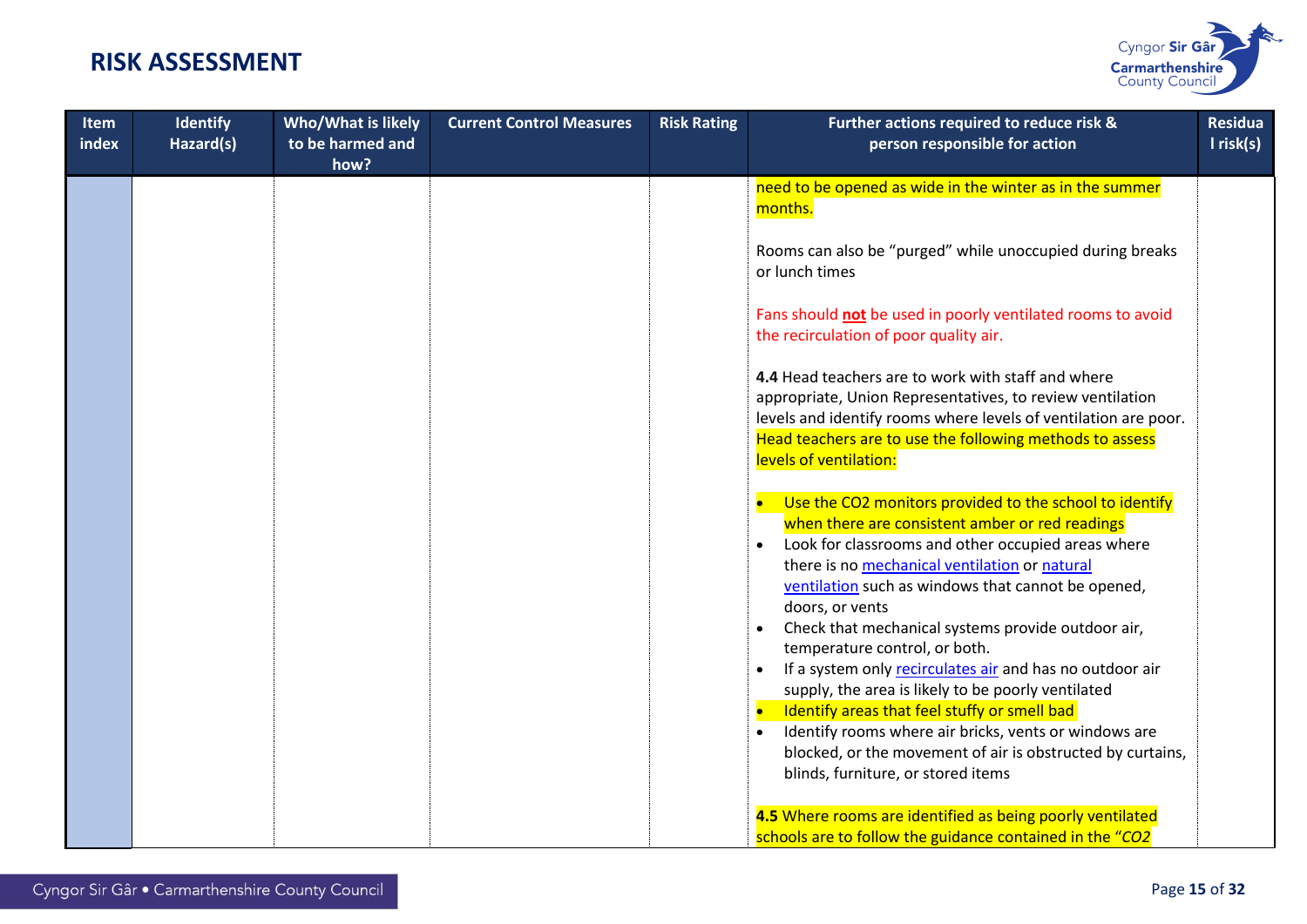# RISK ASSESSMENT

| Item index | Identify Hazard(s) | Who/What is likely to be harmed and how? | Current Control Measures | Risk Rating | Further actions required to reduce risk & person responsible for action | Residual risk(s) |
|---|---|---|---|---|---|---|
| | | | | | need to be opened as wide in the winter as in the summer months.<br><br>Rooms can also be "purged" while unoccupied during breaks or lunch times<br><br>Fans should **not** be used in poorly ventilated rooms to avoid the recirculation of poor quality air.<br><br>**4.4** Head teachers are to work with staff and where appropriate, Union Representatives, to review ventilation levels and identify rooms where levels of ventilation are poor. Head teachers are to use the following methods to assess levels of ventilation:<br><br>• Use the CO2 monitors provided to the school to identify when there are consistent amber or red readings<br>• Look for classrooms and other occupied areas where there is no mechanical ventilation or natural ventilation such as windows that cannot be opened, doors, or vents<br>• Check that mechanical systems provide outdoor air, temperature control, or both.<br>• If a system only recirculates air and has no outdoor air supply, the area is likely to be poorly ventilated<br>• Identify areas that feel stuffy or smell bad<br>• Identify rooms where air bricks, vents or windows are blocked, or the movement of air is obstructed by curtains, blinds, furniture, or stored items<br><br>**4.5** Where rooms are identified as being poorly ventilated schools are to follow the guidance contained in the "*CO2* | |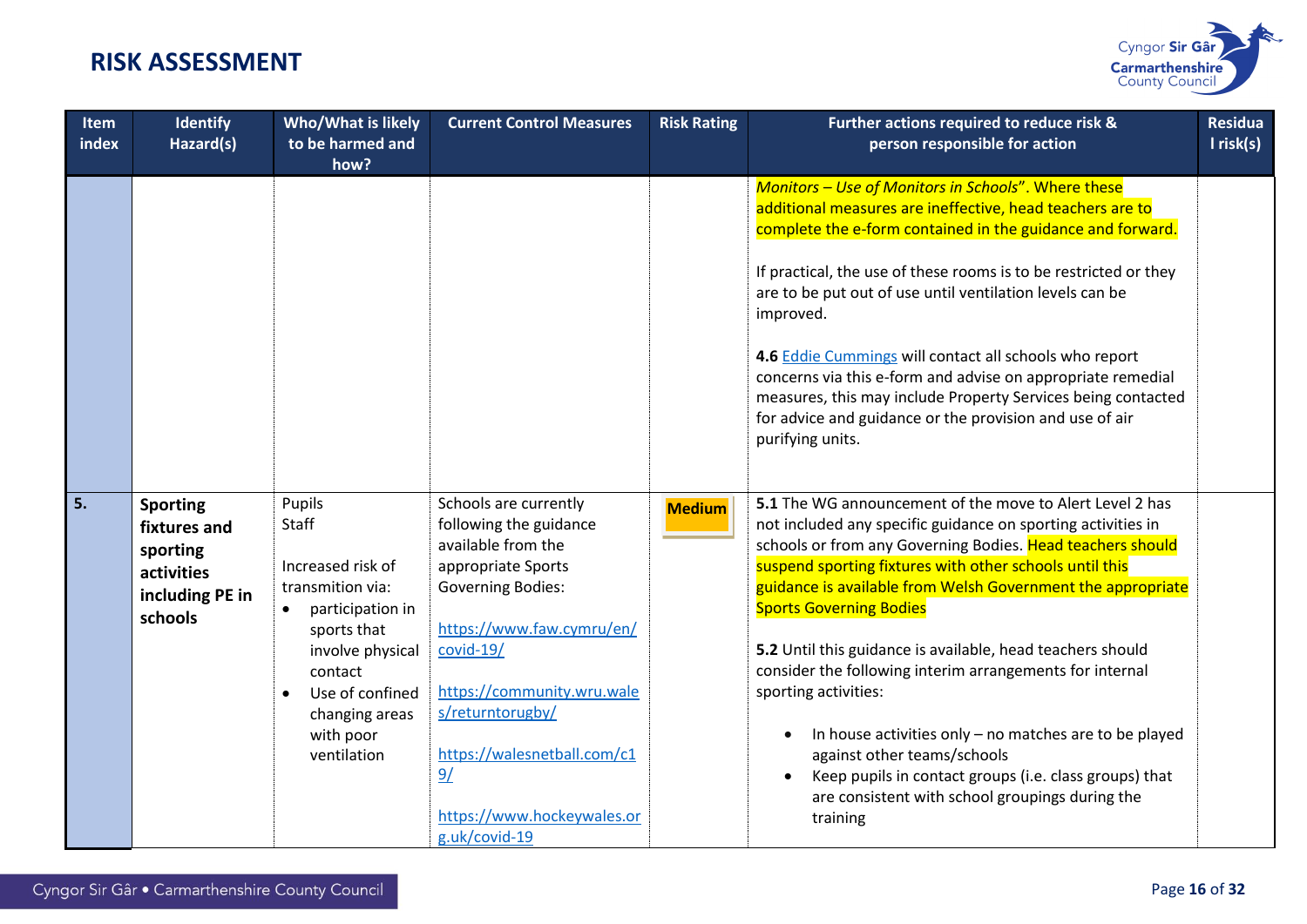# RISK ASSESSMENT

| Item index | Identify Hazard(s) | Who/What is likely to be harmed and how? | Current Control Measures | Risk Rating | Further actions required to reduce risk & person responsible for action | Residual risk(s) |
|---|---|---|---|---|---|---|
| | | | | | *Monitors – Use of Monitors in Schools*". Where these additional measures are ineffective, head teachers are to complete the e-form contained in the guidance and forward.<br><br>If practical, the use of these rooms is to be restricted or they are to be put out of use until ventilation levels can be improved.<br><br>**4.6** Eddie Cummings will contact all schools who report concerns via this e-form and advise on appropriate remedial measures, this may include Property Services being contacted for advice and guidance or the provision and use of air purifying units. | |
| **5.** | **Sporting fixtures and sporting activities including PE in schools** | Pupils<br>Staff<br><br>Increased risk of transmition via:<br>• participation in sports that involve physical contact<br>• Use of confined changing areas with poor ventilation | Schools are currently following the guidance available from the appropriate Sports Governing Bodies:<br><br>https://www.faw.cymru/en/covid-19/<br><br>https://community.wru.wales/returntorugby/<br><br>https://walesnetball.com/c19/<br><br>https://www.hockeywales.org.uk/covid-19 | **Medium** | **5.1** The WG announcement of the move to Alert Level 2 has not included any specific guidance on sporting activities in schools or from any Governing Bodies. Head teachers should suspend sporting fixtures with other schools until this guidance is available from Welsh Government the appropriate Sports Governing Bodies<br><br>**5.2** Until this guidance is available, head teachers should consider the following interim arrangements for internal sporting activities:<br><br>• In house activities only – no matches are to be played against other teams/schools<br>• Keep pupils in contact groups (i.e. class groups) that are consistent with school groupings during the training | |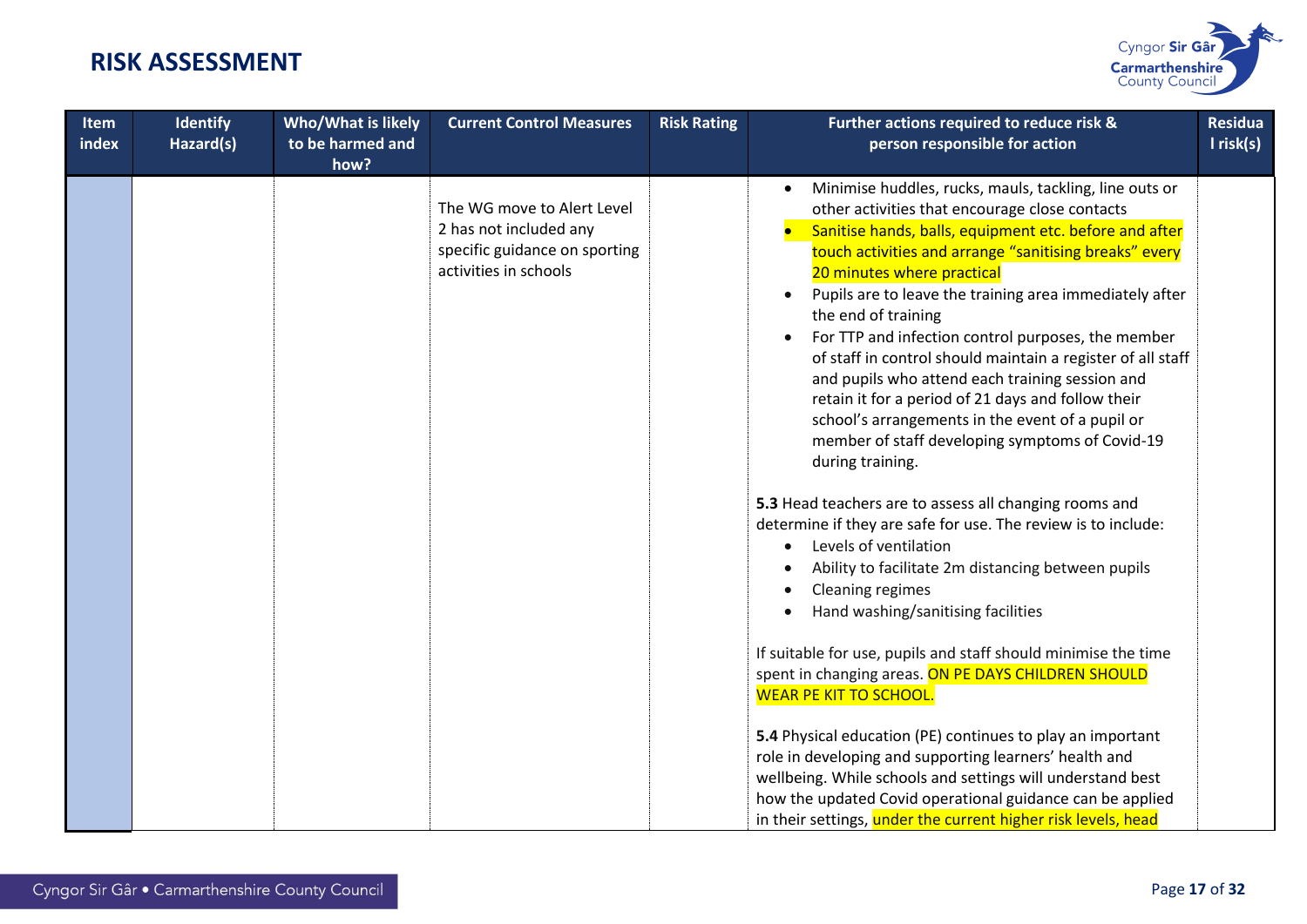# RISK ASSESSMENT

| Item index | Identify Hazard(s) | Who/What is likely to be harmed and how? | Current Control Measures | Risk Rating | Further actions required to reduce risk & person responsible for action | Residual risk(s) |
|---|---|---|---|---|---|---|
| | | | The WG move to Alert Level 2 has not included any specific guidance on sporting activities in schools | | • Minimise huddles, rucks, mauls, tackling, line outs or other activities that encourage close contacts<br>• Sanitise hands, balls, equipment etc. before and after touch activities and arrange "sanitising breaks" every 20 minutes where practical<br>• Pupils are to leave the training area immediately after the end of training<br>• For TTP and infection control purposes, the member of staff in control should maintain a register of all staff and pupils who attend each training session and retain it for a period of 21 days and follow their school's arrangements in the event of a pupil or member of staff developing symptoms of Covid-19 during training.<br><br>**5.3** Head teachers are to assess all changing rooms and determine if they are safe for use. The review is to include:<br>• Levels of ventilation<br>• Ability to facilitate 2m distancing between pupils<br>• Cleaning regimes<br>• Hand washing/sanitising facilities<br><br>If suitable for use, pupils and staff should minimise the time spent in changing areas. ON PE DAYS CHILDREN SHOULD WEAR PE KIT TO SCHOOL.<br><br>**5.4** Physical education (PE) continues to play an important role in developing and supporting learners' health and wellbeing. While schools and settings will understand best how the updated Covid operational guidance can be applied in their settings, under the current higher risk levels, head | |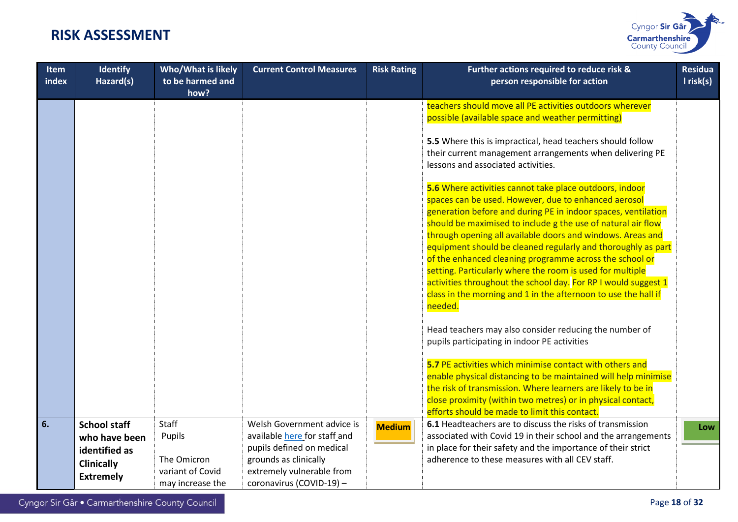# RISK ASSESSMENT

| Item index | Identify Hazard(s) | Who/What is likely to be harmed and how? | Current Control Measures | Risk Rating | Further actions required to reduce risk & person responsible for action | Residual risk(s) |
|---|---|---|---|---|---|---|
| | | | | | teachers should move all PE activities outdoors wherever possible (available space and weather permitting)<br><br>**5.5** Where this is impractical, head teachers should follow their current management arrangements when delivering PE lessons and associated activities.<br><br>**5.6** Where activities cannot take place outdoors, indoor spaces can be used. However, due to enhanced aerosol generation before and during PE in indoor spaces, ventilation should be maximised to include g the use of natural air flow through opening all available doors and windows. Areas and equipment should be cleaned regularly and thoroughly as part of the enhanced cleaning programme across the school or setting. Particularly where the room is used for multiple activities throughout the school day. For RP I would suggest 1 class in the morning and 1 in the afternoon to use the hall if needed.<br><br>Head teachers may also consider reducing the number of pupils participating in indoor PE activities<br><br>**5.7** PE activities which minimise contact with others and enable physical distancing to be maintained will help minimise the risk of transmission. Where learners are likely to be in close proximity (within two metres) or in physical contact, efforts should be made to limit this contact. | |
| **6.** | **School staff who have been identified as Clinically Extremely** | Staff<br>Pupils<br><br>The Omicron variant of Covid may increase the | Welsh Government advice is available here for staff and pupils defined on medical grounds as clinically extremely vulnerable from coronavirus (COVID-19) – | **Medium** | **6.1** Headteachers are to discuss the risks of transmission associated with Covid 19 in their school and the arrangements in place for their safety and the importance of their strict adherence to these measures with all CEV staff. | **Low** |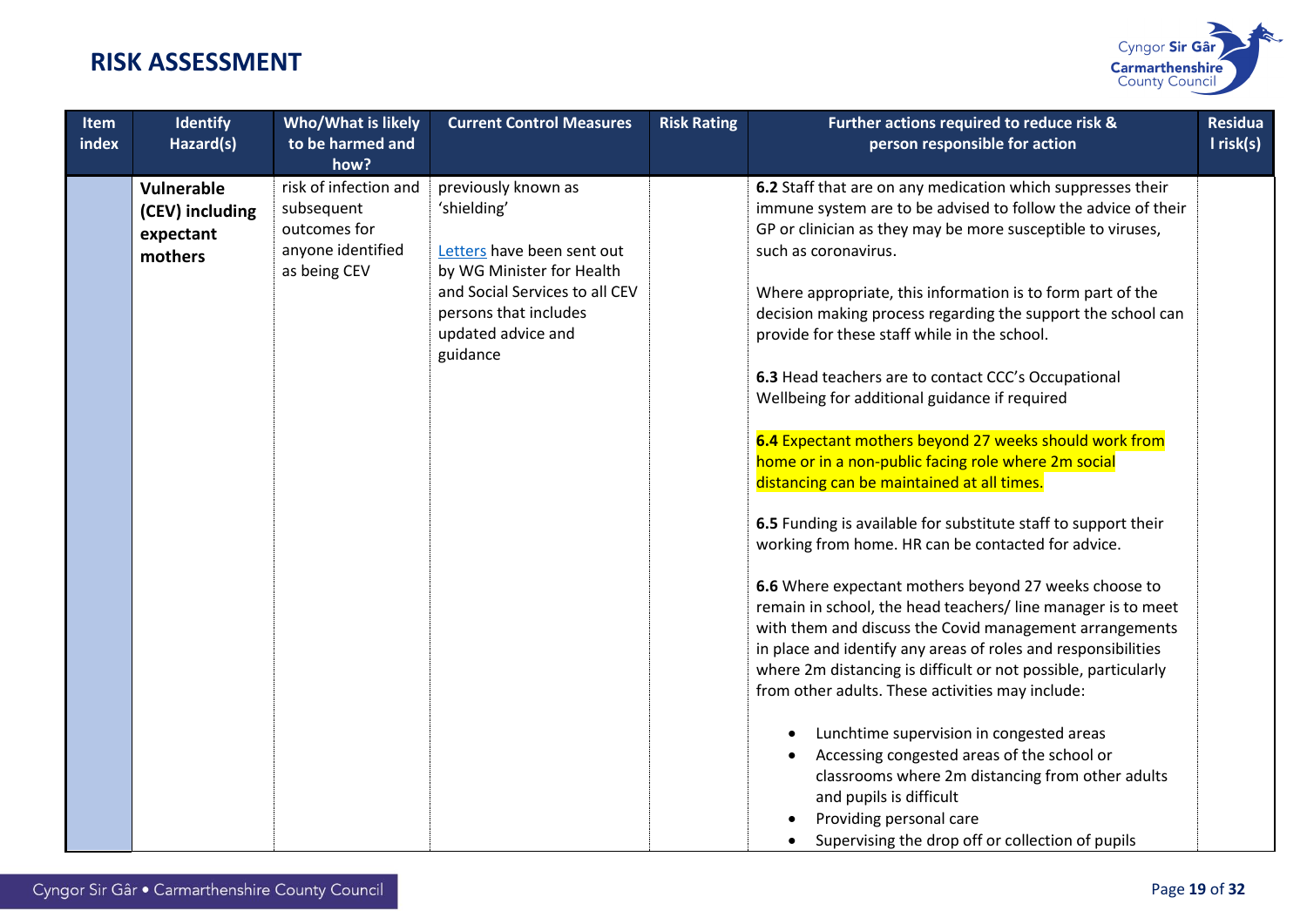# RISK ASSESSMENT

| Item index | Identify Hazard(s) | Who/What is likely to be harmed and how? | Current Control Measures | Risk Rating | Further actions required to reduce risk & person responsible for action | Residual risk(s) |
|---|---|---|---|---|---|---|
| | **Vulnerable (CEV) including expectant mothers** | risk of infection and subsequent outcomes for anyone identified as being CEV | previously known as 'shielding'<br><br>Letters have been sent out by WG Minister for Health and Social Services to all CEV persons that includes updated advice and guidance | | **6.2** Staff that are on any medication which suppresses their immune system are to be advised to follow the advice of their GP or clinician as they may be more susceptible to viruses, such as coronavirus.<br><br>Where appropriate, this information is to form part of the decision making process regarding the support the school can provide for these staff while in the school.<br><br>**6.3** Head teachers are to contact CCC's Occupational Wellbeing for additional guidance if required<br><br>**6.4** Expectant mothers beyond 27 weeks should work from home or in a non-public facing role where 2m social distancing can be maintained at all times.<br><br>**6.5** Funding is available for substitute staff to support their working from home. HR can be contacted for advice.<br><br>**6.6** Where expectant mothers beyond 27 weeks choose to remain in school, the head teachers/ line manager is to meet with them and discuss the Covid management arrangements in place and identify any areas of roles and responsibilities where 2m distancing is difficult or not possible, particularly from other adults. These activities may include:<br><br>• Lunchtime supervision in congested areas<br>• Accessing congested areas of the school or classrooms where 2m distancing from other adults and pupils is difficult<br>• Providing personal care<br>• Supervising the drop off or collection of pupils | |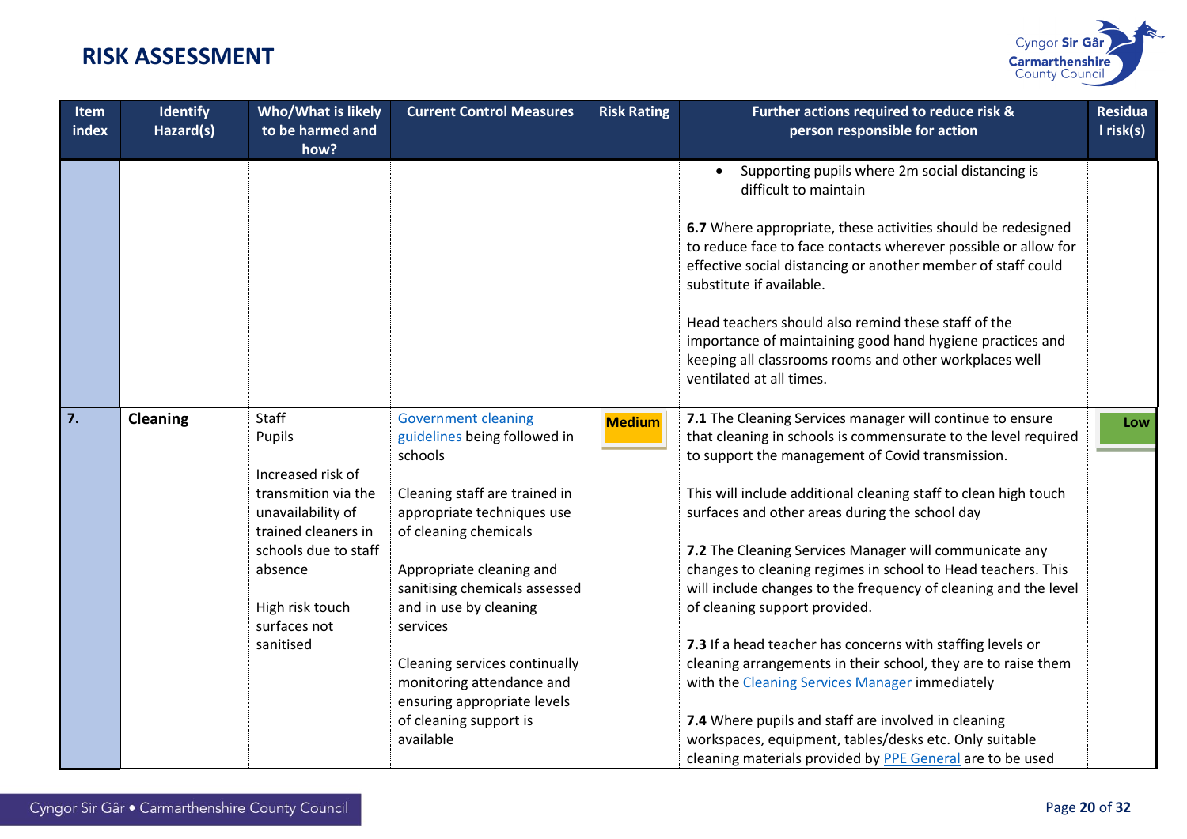# RISK ASSESSMENT

| Item index | Identify Hazard(s) | Who/What is likely to be harmed and how? | Current Control Measures | Risk Rating | Further actions required to reduce risk & person responsible for action | Residual risk(s) |
|---|---|---|---|---|---|---|
| | | | | | • Supporting pupils where 2m social distancing is difficult to maintain<br><br>**6.7** Where appropriate, these activities should be redesigned to reduce face to face contacts wherever possible or allow for effective social distancing or another member of staff could substitute if available.<br><br>Head teachers should also remind these staff of the importance of maintaining good hand hygiene practices and keeping all classrooms rooms and other workplaces well ventilated at all times. | |
| **7.** | **Cleaning** | Staff<br>Pupils<br><br>Increased risk of transmition via the unavailability of trained cleaners in schools due to staff absence<br><br>High risk touch surfaces not sanitised | Government cleaning guidelines being followed in schools<br><br>Cleaning staff are trained in appropriate techniques use of cleaning chemicals<br><br>Appropriate cleaning and sanitising chemicals assessed and in use by cleaning services<br><br>Cleaning services continually monitoring attendance and ensuring appropriate levels of cleaning support is available | **Medium** | **7.1** The Cleaning Services manager will continue to ensure that cleaning in schools is commensurate to the level required to support the management of Covid transmission.<br><br>This will include additional cleaning staff to clean high touch surfaces and other areas during the school day<br><br>**7.2** The Cleaning Services Manager will communicate any changes to cleaning regimes in school to Head teachers. This will include changes to the frequency of cleaning and the level of cleaning support provided.<br><br>**7.3** If a head teacher has concerns with staffing levels or cleaning arrangements in their school, they are to raise them with the Cleaning Services Manager immediately<br><br>**7.4** Where pupils and staff are involved in cleaning workspaces, equipment, tables/desks etc. Only suitable cleaning materials provided by PPE General are to be used | **Low** |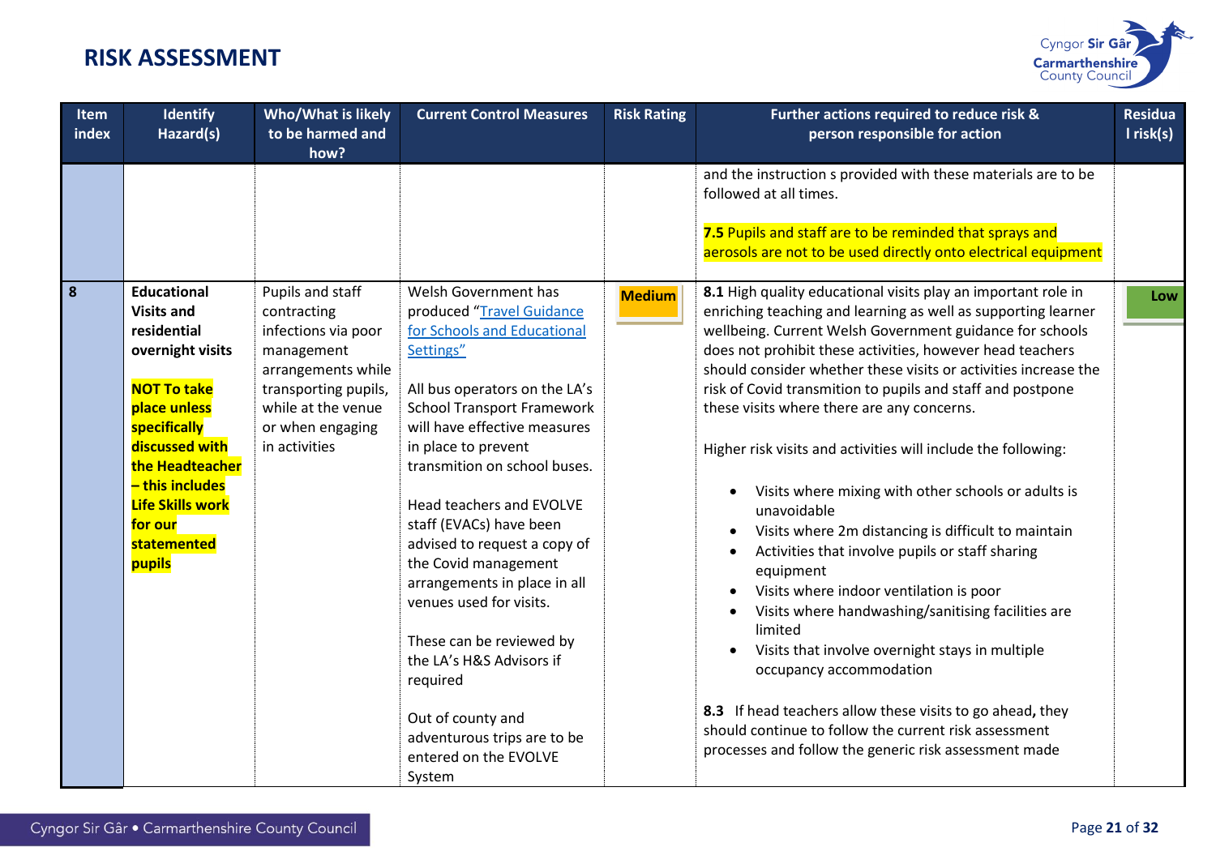# RISK ASSESSMENT

| Item index | Identify Hazard(s) | Who/What is likely to be harmed and how? | Current Control Measures | Risk Rating | Further actions required to reduce risk & person responsible for action | Residual risk(s) |
|---|---|---|---|---|---|---|
| | | | | | and the instruction s provided with these materials are to be followed at all times.<br><br>**7.5** Pupils and staff are to be reminded that sprays and aerosols are not to be used directly onto electrical equipment | |
| **8** | **Educational Visits and residential overnight visits**<br><br>**NOT To take place unless specifically discussed with the Headteacher – this includes Life Skills work for our statemented pupils** | Pupils and staff contracting infections via poor management arrangements while transporting pupils, while at the venue or when engaging in activities | Welsh Government has produced "Travel Guidance for Schools and Educational Settings"<br><br>All bus operators on the LA's School Transport Framework will have effective measures in place to prevent transmition on school buses.<br><br>Head teachers and EVOLVE staff (EVACs) have been advised to request a copy of the Covid management arrangements in place in all venues used for visits.<br><br>These can be reviewed by the LA's H&S Advisors if required<br><br>Out of county and adventurous trips are to be entered on the EVOLVE System | **Medium** | **8.1** High quality educational visits play an important role in enriching teaching and learning as well as supporting learner wellbeing. Current Welsh Government guidance for schools does not prohibit these activities, however head teachers should consider whether these visits or activities increase the risk of Covid transmition to pupils and staff and postpone these visits where there are any concerns.<br><br>Higher risk visits and activities will include the following:<br><br>• Visits where mixing with other schools or adults is unavoidable<br>• Visits where 2m distancing is difficult to maintain<br>• Activities that involve pupils or staff sharing equipment<br>• Visits where indoor ventilation is poor<br>• Visits where handwashing/sanitising facilities are limited<br>• Visits that involve overnight stays in multiple occupancy accommodation<br><br>**8.3** If head teachers allow these visits to go ahead**,** they should continue to follow the current risk assessment processes and follow the generic risk assessment made | **Low** |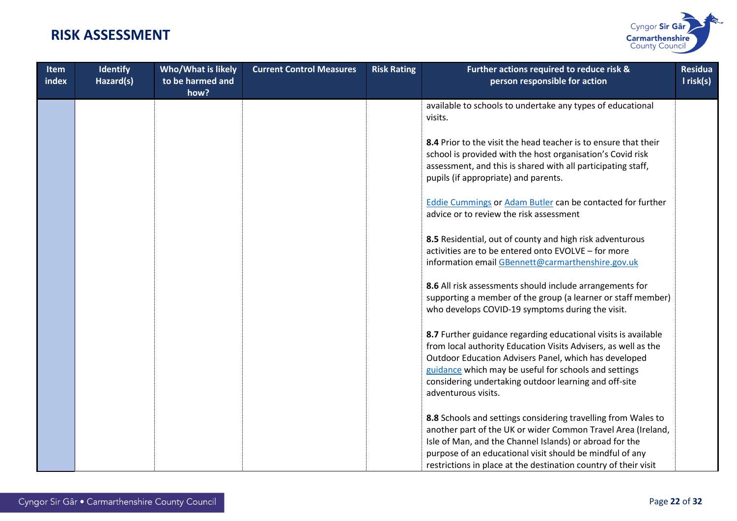# RISK ASSESSMENT

| Item index | Identify Hazard(s) | Who/What is likely to be harmed and how? | Current Control Measures | Risk Rating | Further actions required to reduce risk & person responsible for action | Residual risk(s) |
|---|---|---|---|---|---|---|
| | | | | | available to schools to undertake any types of educational visits.<br><br>**8.4** Prior to the visit the head teacher is to ensure that their school is provided with the host organisation's Covid risk assessment, and this is shared with all participating staff, pupils (if appropriate) and parents.<br><br>Eddie Cummings or Adam Butler can be contacted for further advice or to review the risk assessment<br><br>**8.5** Residential, out of county and high risk adventurous activities are to be entered onto EVOLVE – for more information email GBennett@carmarthenshire.gov.uk<br><br>**8.6** All risk assessments should include arrangements for supporting a member of the group (a learner or staff member) who develops COVID-19 symptoms during the visit.<br><br>**8.7** Further guidance regarding educational visits is available from local authority Education Visits Advisers, as well as the Outdoor Education Advisers Panel, which has developed guidance which may be useful for schools and settings considering undertaking outdoor learning and off-site adventurous visits.<br><br>**8.8** Schools and settings considering travelling from Wales to another part of the UK or wider Common Travel Area (Ireland, Isle of Man, and the Channel Islands) or abroad for the purpose of an educational visit should be mindful of any restrictions in place at the destination country of their visit | |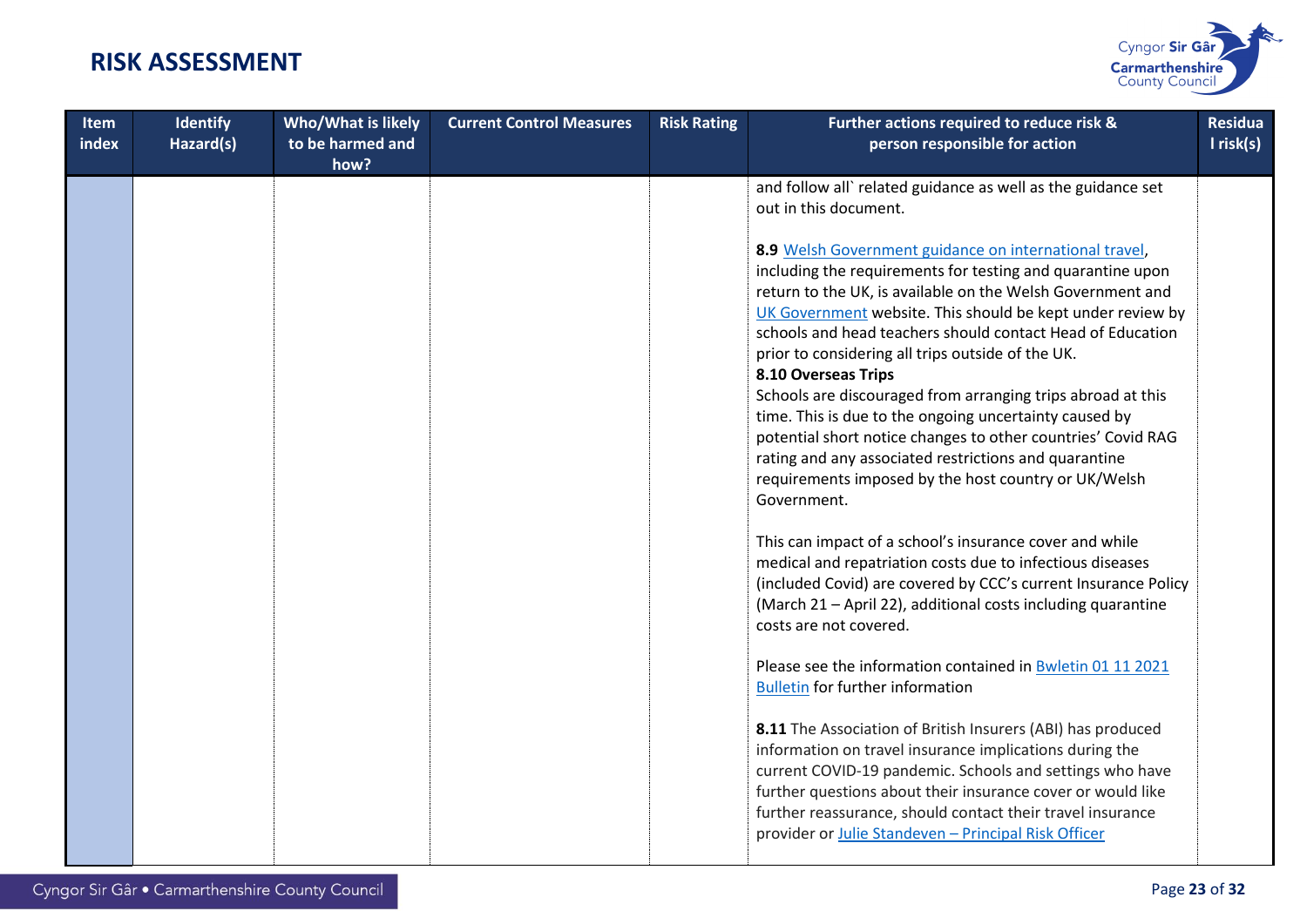# RISK ASSESSMENT

| Item index | Identify Hazard(s) | Who/What is likely to be harmed and how? | Current Control Measures | Risk Rating | Further actions required to reduce risk & person responsible for action | Residual risk(s) |
|---|---|---|---|---|---|---|
| | | | | | and follow all` related guidance as well as the guidance set out in this document.<br><br>**8.9** Welsh Government guidance on international travel, including the requirements for testing and quarantine upon return to the UK, is available on the Welsh Government and UK Government website. This should be kept under review by schools and head teachers should contact Head of Education prior to considering all trips outside of the UK.<br>**8.10 Overseas Trips**<br>Schools are discouraged from arranging trips abroad at this time. This is due to the ongoing uncertainty caused by potential short notice changes to other countries' Covid RAG rating and any associated restrictions and quarantine requirements imposed by the host country or UK/Welsh Government.<br><br>This can impact of a school's insurance cover and while medical and repatriation costs due to infectious diseases (included Covid) are covered by CCC's current Insurance Policy (March 21 – April 22), additional costs including quarantine costs are not covered.<br><br>Please see the information contained in Bwletin 01 11 2021 Bulletin for further information<br><br>**8.11** The Association of British Insurers (ABI) has produced information on travel insurance implications during the current COVID-19 pandemic. Schools and settings who have further questions about their insurance cover or would like further reassurance, should contact their travel insurance provider or Julie Standeven – Principal Risk Officer | |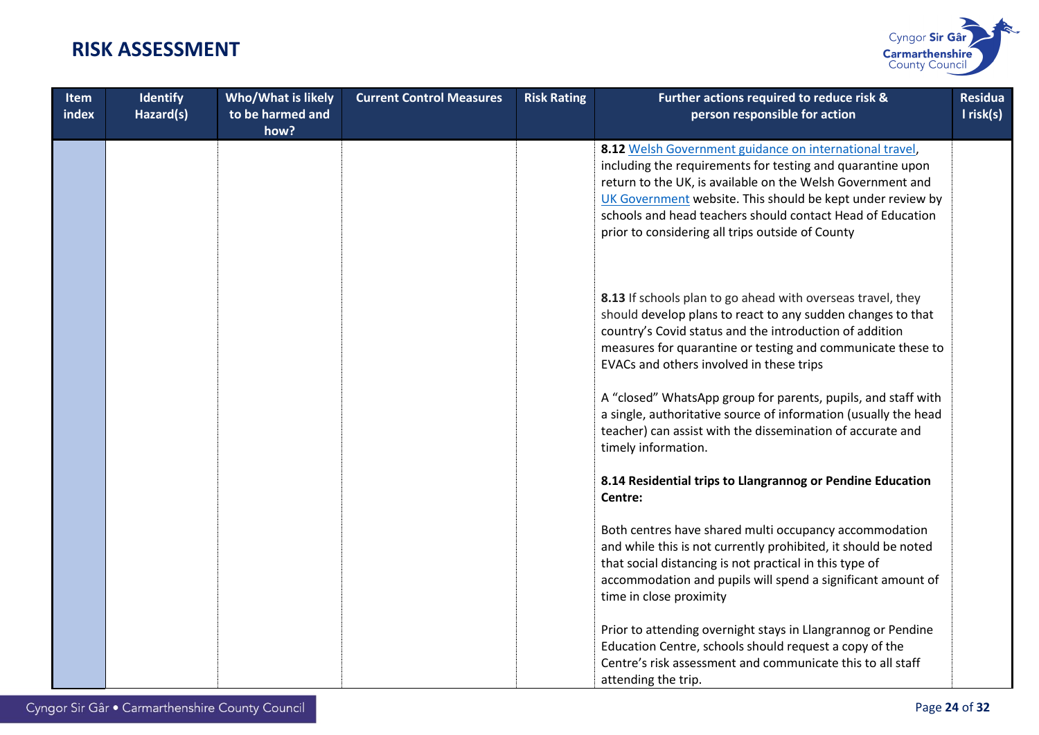## RISK ASSESSMENT

| Item index | Identify Hazard(s) | Who/What is likely to be harmed and how? | Current Control Measures | Risk Rating | Further actions required to reduce risk & person responsible for action | Residual risk(s) |
|---|---|---|---|---|---|---|
| | | | | | **8.12** Welsh Government guidance on international travel, including the requirements for testing and quarantine upon return to the UK, is available on the Welsh Government and UK Government website. This should be kept under review by schools and head teachers should contact Head of Education prior to considering all trips outside of County<br><br>**8.13** If schools plan to go ahead with overseas travel, they should develop plans to react to any sudden changes to that country's Covid status and the introduction of addition measures for quarantine or testing and communicate these to EVACs and others involved in these trips<br><br>A "closed" WhatsApp group for parents, pupils, and staff with a single, authoritative source of information (usually the head teacher) can assist with the dissemination of accurate and timely information.<br><br>**8.14 Residential trips to Llangrannog or Pendine Education Centre:**<br><br>Both centres have shared multi occupancy accommodation and while this is not currently prohibited, it should be noted that social distancing is not practical in this type of accommodation and pupils will spend a significant amount of time in close proximity<br><br>Prior to attending overnight stays in Llangrannog or Pendine Education Centre, schools should request a copy of the Centre's risk assessment and communicate this to all staff attending the trip. | |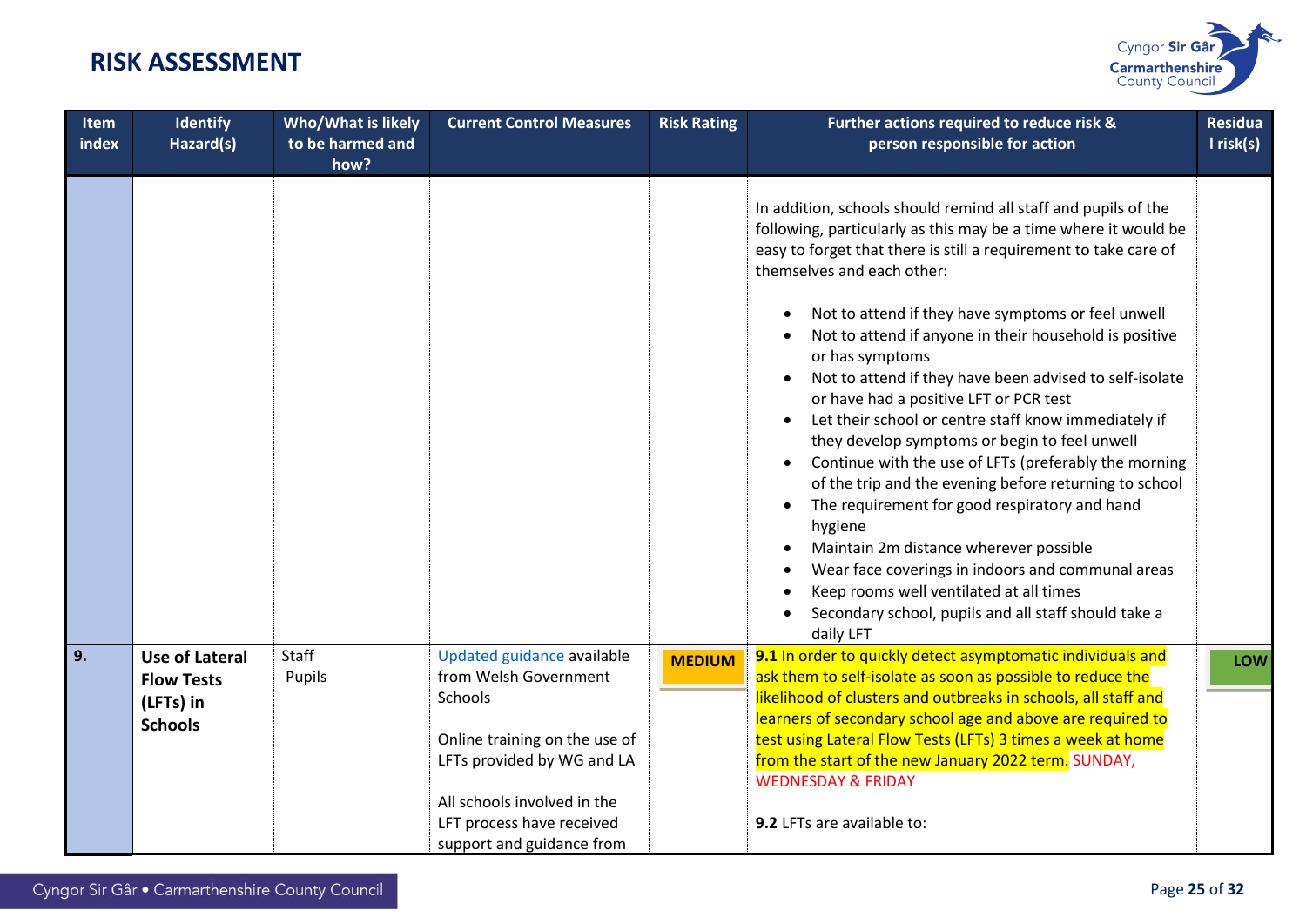# RISK ASSESSMENT

| Item index | Identify Hazard(s) | Who/What is likely to be harmed and how? | Current Control Measures | Risk Rating | Further actions required to reduce risk & person responsible for action | Residual risk(s) |
|---|---|---|---|---|---|---|
| | | | | | In addition, schools should remind all staff and pupils of the following, particularly as this may be a time where it would be easy to forget that there is still a requirement to take care of themselves and each other:<br><br>• Not to attend if they have symptoms or feel unwell<br>• Not to attend if anyone in their household is positive or has symptoms<br>• Not to attend if they have been advised to self-isolate or have had a positive LFT or PCR test<br>• Let their school or centre staff know immediately if they develop symptoms or begin to feel unwell<br>• Continue with the use of LFTs (preferably the morning of the trip and the evening before returning to school<br>• The requirement for good respiratory and hand hygiene<br>• Maintain 2m distance wherever possible<br>• Wear face coverings in indoors and communal areas<br>• Keep rooms well ventilated at all times<br>• Secondary school, pupils and all staff should take a daily LFT | |
| **9.** | **Use of Lateral Flow Tests (LFTs) in Schools** | Staff<br>Pupils | Updated guidance available from Welsh Government Schools<br><br>Online training on the use of LFTs provided by WG and LA<br><br>All schools involved in the LFT process have received support and guidance from | **MEDIUM** | **9.1** In order to quickly detect asymptomatic individuals and ask them to self-isolate as soon as possible to reduce the likelihood of clusters and outbreaks in schools, all staff and learners of secondary school age and above are required to test using Lateral Flow Tests (LFTs) 3 times a week at home from the start of the new January 2022 term. SUNDAY, WEDNESDAY & FRIDAY<br><br>**9.2** LFTs are available to: | **LOW** |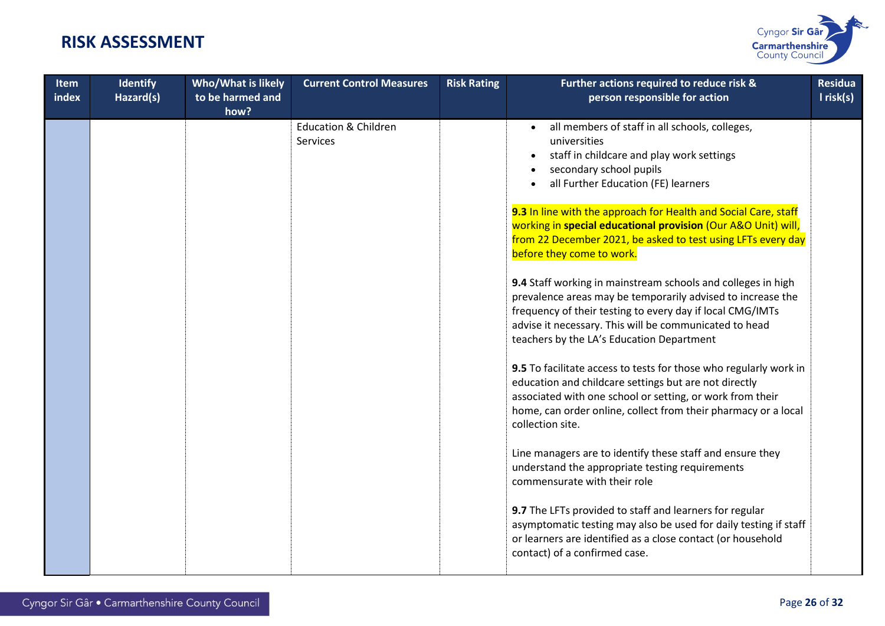# RISK ASSESSMENT

| Item index | Identify Hazard(s) | Who/What is likely to be harmed and how? | Current Control Measures | Risk Rating | Further actions required to reduce risk & person responsible for action | Residual risk(s) |
|---|---|---|---|---|---|---|
| | | | Education & Children Services | | <ul><li>all members of staff in all schools, colleges, universities</li><li>staff in childcare and play work settings</li><li>secondary school pupils</li><li>all Further Education (FE) learners</li></ul><br>**9.3** In line with the approach for Health and Social Care, staff working in **special educational provision** (Our A&O Unit) will, from 22 December 2021, be asked to test using LFTs every day before they come to work.<br><br>**9.4** Staff working in mainstream schools and colleges in high prevalence areas may be temporarily advised to increase the frequency of their testing to every day if local CMG/IMTs advise it necessary. This will be communicated to head teachers by the LA's Education Department<br><br>**9.5** To facilitate access to tests for those who regularly work in education and childcare settings but are not directly associated with one school or setting, or work from their home, can order online, collect from their pharmacy or a local collection site.<br><br>Line managers are to identify these staff and ensure they understand the appropriate testing requirements commensurate with their role<br><br>**9.7** The LFTs provided to staff and learners for regular asymptomatic testing may also be used for daily testing if staff or learners are identified as a close contact (or household contact) of a confirmed case. | |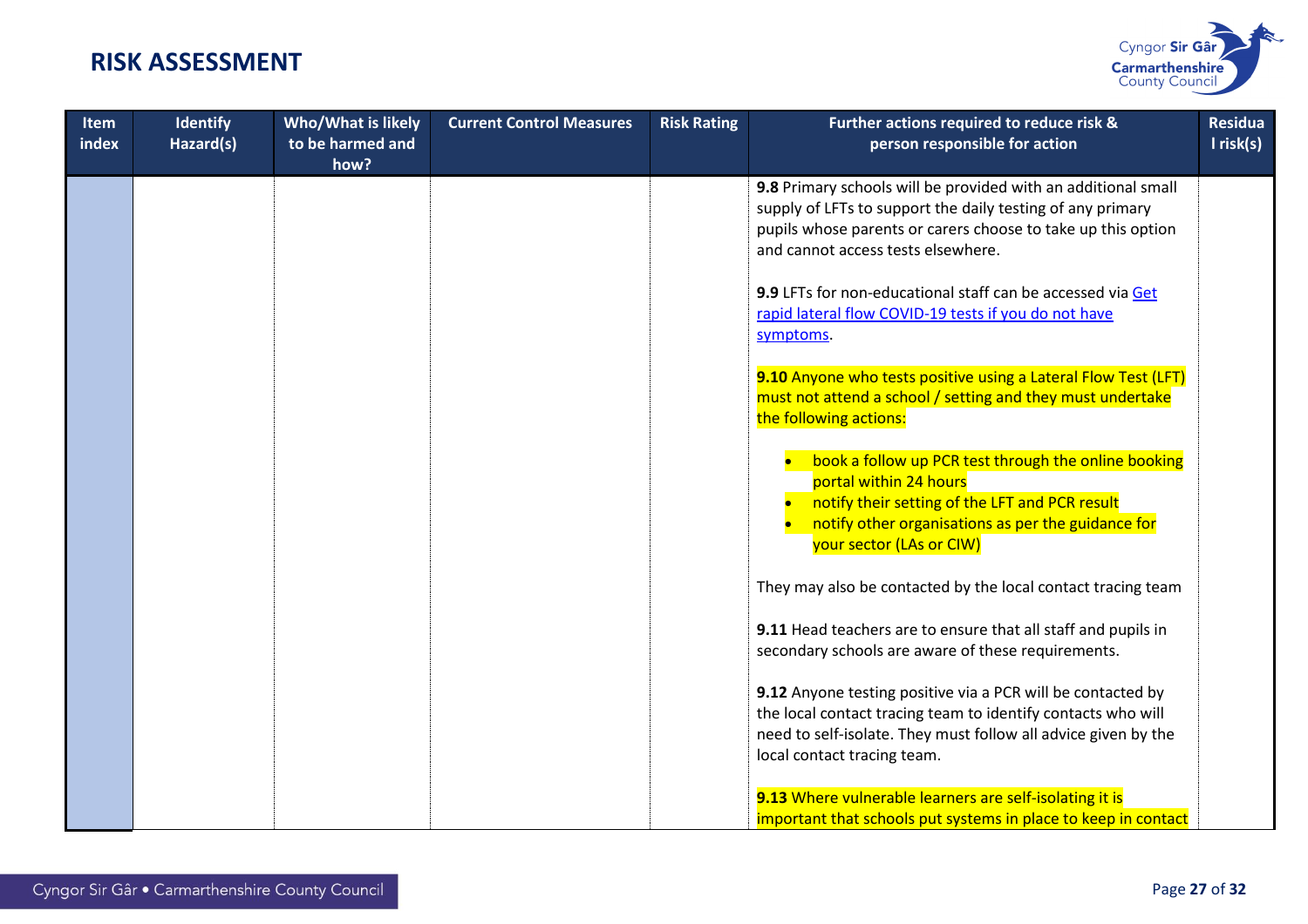# RISK ASSESSMENT

| Item index | Identify Hazard(s) | Who/What is likely to be harmed and how? | Current Control Measures | Risk Rating | Further actions required to reduce risk & person responsible for action | Residual risk(s) |
|---|---|---|---|---|---|---|
| | | | | | **9.8** Primary schools will be provided with an additional small supply of LFTs to support the daily testing of any primary pupils whose parents or carers choose to take up this option and cannot access tests elsewhere.<br><br>**9.9** LFTs for non-educational staff can be accessed via [Get rapid lateral flow COVID-19 tests if you do not have symptoms](Get rapid lateral flow COVID-19 tests if you do not have symptoms).<br><br>**9.10** Anyone who tests positive using a Lateral Flow Test (LFT) must not attend a school / setting and they must undertake the following actions:<br>• book a follow up PCR test through the online booking portal within 24 hours<br>• notify their setting of the LFT and PCR result<br>• notify other organisations as per the guidance for your sector (LAs or CIW)<br><br>They may also be contacted by the local contact tracing team<br><br>**9.11** Head teachers are to ensure that all staff and pupils in secondary schools are aware of these requirements.<br><br>**9.12** Anyone testing positive via a PCR will be contacted by the local contact tracing team to identify contacts who will need to self-isolate. They must follow all advice given by the local contact tracing team.<br><br>**9.13** Where vulnerable learners are self-isolating it is important that schools put systems in place to keep in contact | |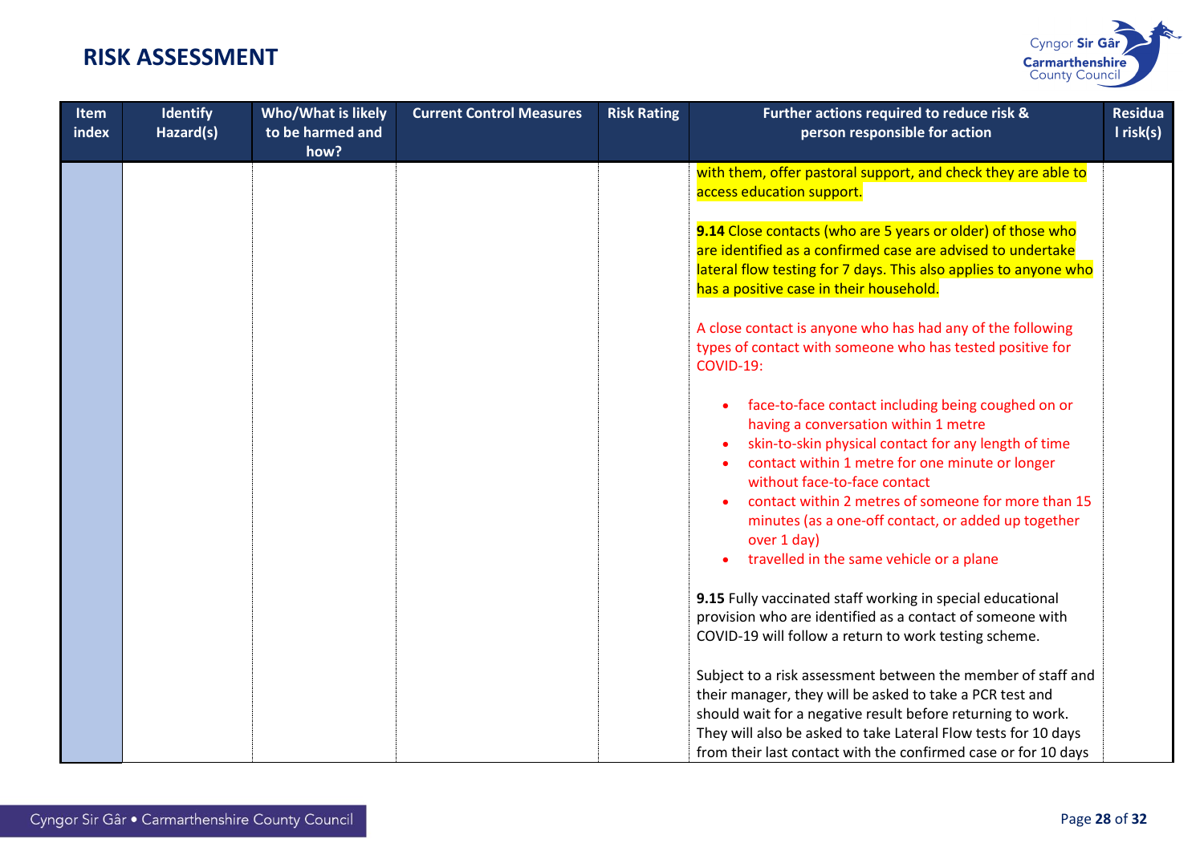# RISK ASSESSMENT

| Item index | Identify Hazard(s) | Who/What is likely to be harmed and how? | Current Control Measures | Risk Rating | Further actions required to reduce risk & person responsible for action | Residual risk(s) |
|---|---|---|---|---|---|---|
| | | | | | with them, offer pastoral support, and check they are able to access education support.<br><br>**9.14** Close contacts (who are 5 years or older) of those who are identified as a confirmed case are advised to undertake lateral flow testing for 7 days. This also applies to anyone who has a positive case in their household.<br><br>A close contact is anyone who has had any of the following types of contact with someone who has tested positive for COVID-19:<br><br>• face-to-face contact including being coughed on or having a conversation within 1 metre<br>• skin-to-skin physical contact for any length of time<br>• contact within 1 metre for one minute or longer without face-to-face contact<br>• contact within 2 metres of someone for more than 15 minutes (as a one-off contact, or added up together over 1 day)<br>• travelled in the same vehicle or a plane<br><br>**9.15** Fully vaccinated staff working in special educational provision who are identified as a contact of someone with COVID-19 will follow a return to work testing scheme.<br><br>Subject to a risk assessment between the member of staff and their manager, they will be asked to take a PCR test and should wait for a negative result before returning to work. They will also be asked to take Lateral Flow tests for 10 days from their last contact with the confirmed case or for 10 days | |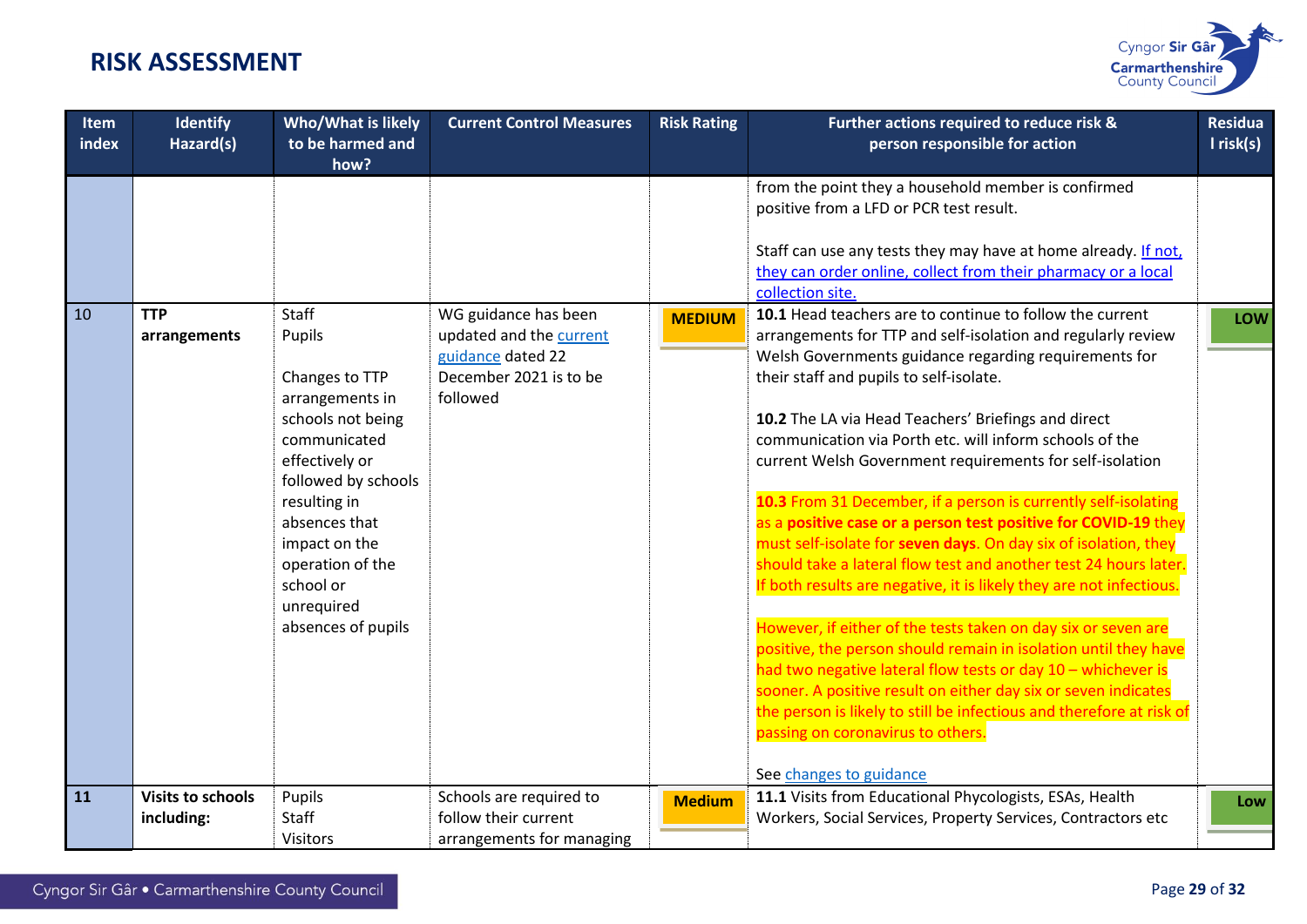# RISK ASSESSMENT

| Item index | Identify Hazard(s) | Who/What is likely to be harmed and how? | Current Control Measures | Risk Rating | Further actions required to reduce risk & person responsible for action | Residual risk(s) |
|---|---|---|---|---|---|---|
| | | | | | from the point they a household member is confirmed positive from a LFD or PCR test result.<br><br>Staff can use any tests they may have at home already. [If not, they can order online, collect from their pharmacy or a local collection site.]() | |
| 10 | **TTP arrangements** | Staff<br>Pupils<br><br>Changes to TTP arrangements in schools not being communicated effectively or followed by schools resulting in absences that impact on the operation of the school or unrequired absences of pupils | WG guidance has been updated and the [current guidance]() dated 22 December 2021 is to be followed | **MEDIUM** | **10.1** Head teachers are to continue to follow the current arrangements for TTP and self-isolation and regularly review Welsh Governments guidance regarding requirements for their staff and pupils to self-isolate.<br><br>**10.2** The LA via Head Teachers' Briefings and direct communication via Porth etc. will inform schools of the current Welsh Government requirements for self-isolation<br><br>**10.3** From 31 December, if a person is currently self-isolating as a **positive case or a person test positive for COVID-19** they must self-isolate for **seven days**. On day six of isolation, they should take a lateral flow test and another test 24 hours later. If both results are negative, it is likely they are not infectious.<br><br>However, if either of the tests taken on day six or seven are positive, the person should remain in isolation until they have had two negative lateral flow tests or day 10 – whichever is sooner. A positive result on either day six or seven indicates the person is likely to still be infectious and therefore at risk of passing on coronavirus to others.<br><br>See [changes to guidance]() | **LOW** |
| **11** | **Visits to schools including:** | Pupils<br>Staff<br>Visitors | Schools are required to follow their current arrangements for managing | **Medium** | **11.1** Visits from Educational Phycologists, ESAs, Health Workers, Social Services, Property Services, Contractors etc | **Low** |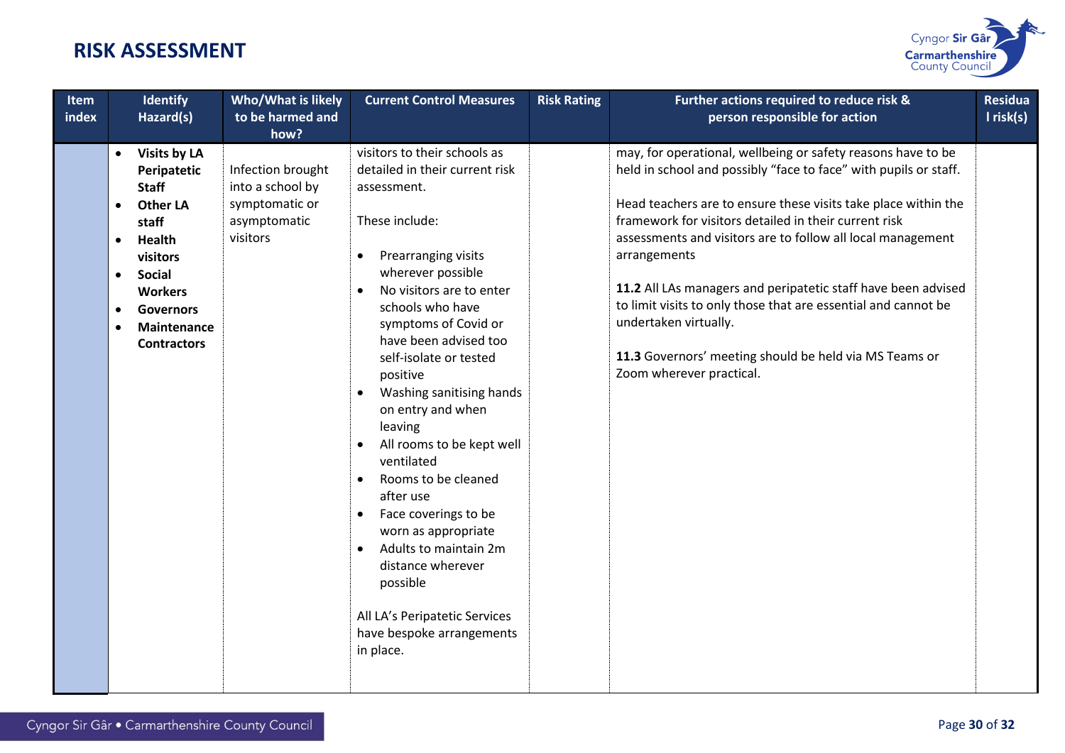# RISK ASSESSMENT

| Item index | Identify Hazard(s) | Who/What is likely to be harmed and how? | Current Control Measures | Risk Rating | Further actions required to reduce risk & person responsible for action | Residual risk(s) |
|---|---|---|---|---|---|---|
| | • **Visits by LA Peripatetic Staff**<br>• **Other LA staff**<br>• **Health visitors**<br>• **Social Workers**<br>• **Governors**<br>• **Maintenance Contractors** | Infection brought into a school by symptomatic or asymptomatic visitors | visitors to their schools as detailed in their current risk assessment.<br><br>These include:<br><br>• Prearranging visits wherever possible<br>• No visitors are to enter schools who have symptoms of Covid or have been advised too self-isolate or tested positive<br>• Washing sanitising hands on entry and when leaving<br>• All rooms to be kept well ventilated<br>• Rooms to be cleaned after use<br>• Face coverings to be worn as appropriate<br>• Adults to maintain 2m distance wherever possible<br><br>All LA's Peripatetic Services have bespoke arrangements in place. | | may, for operational, wellbeing or safety reasons have to be held in school and possibly "face to face" with pupils or staff.<br><br>Head teachers are to ensure these visits take place within the framework for visitors detailed in their current risk assessments and visitors are to follow all local management arrangements<br><br>**11.2** All LAs managers and peripatetic staff have been advised to limit visits to only those that are essential and cannot be undertaken virtually.<br><br>**11.3** Governors' meeting should be held via MS Teams or Zoom wherever practical. | |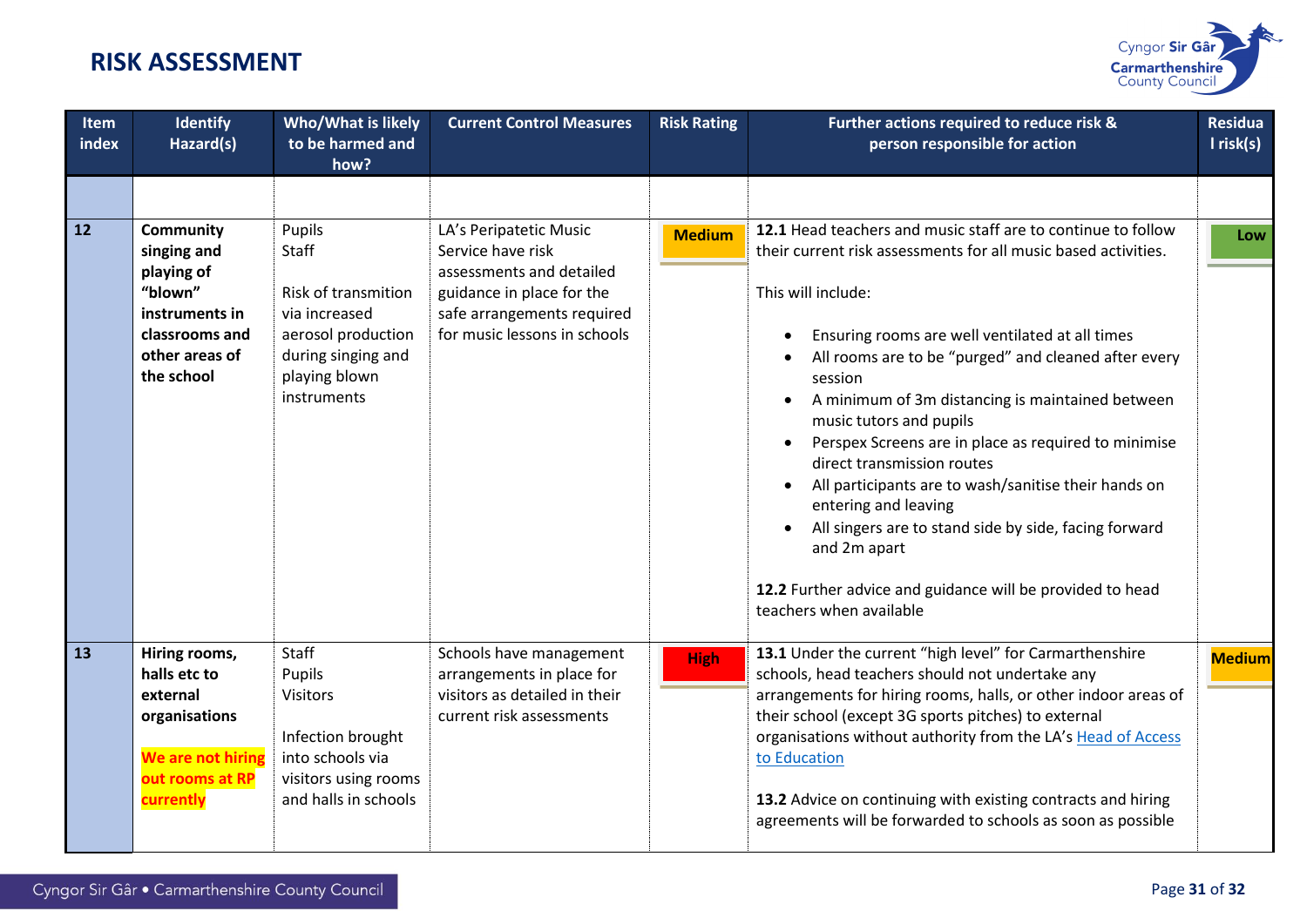## RISK ASSESSMENT

| Item index | Identify Hazard(s) | Who/What is likely to be harmed and how? | Current Control Measures | Risk Rating | Further actions required to reduce risk & person responsible for action | Residual risk(s) |
|---|---|---|---|---|---|---|
| | | | | | | |
| 12 | **Community singing and playing of “blown” instruments in classrooms and other areas of the school** | Pupils<br>Staff<br><br>Risk of transmition via increased aerosol production during singing and playing blown instruments | LA’s Peripatetic Music Service have risk assessments and detailed guidance in place for the safe arrangements required for music lessons in schools | Medium | **12.1** Head teachers and music staff are to continue to follow their current risk assessments for all music based activities.<br><br>This will include:<br>• Ensuring rooms are well ventilated at all times<br>• All rooms are to be “purged” and cleaned after every session<br>• A minimum of 3m distancing is maintained between music tutors and pupils<br>• Perspex Screens are in place as required to minimise direct transmission routes<br>• All participants are to wash/sanitise their hands on entering and leaving<br>• All singers are to stand side by side, facing forward and 2m apart<br><br>**12.2** Further advice and guidance will be provided to head teachers when available | Low |
| 13 | **Hiring rooms, halls etc to external organisations**<br><br>**We are not hiring out rooms at RP currently** | Staff<br>Pupils<br>Visitors<br><br>Infection brought into schools via visitors using rooms and halls in schools | Schools have management arrangements in place for visitors as detailed in their current risk assessments | High | **13.1** Under the current “high level” for Carmarthenshire schools, head teachers should not undertake any arrangements for hiring rooms, halls, or other indoor areas of their school (except 3G sports pitches) to external organisations without authority from the LA’s Head of Access to Education<br><br>**13.2** Advice on continuing with existing contracts and hiring agreements will be forwarded to schools as soon as possible | Medium |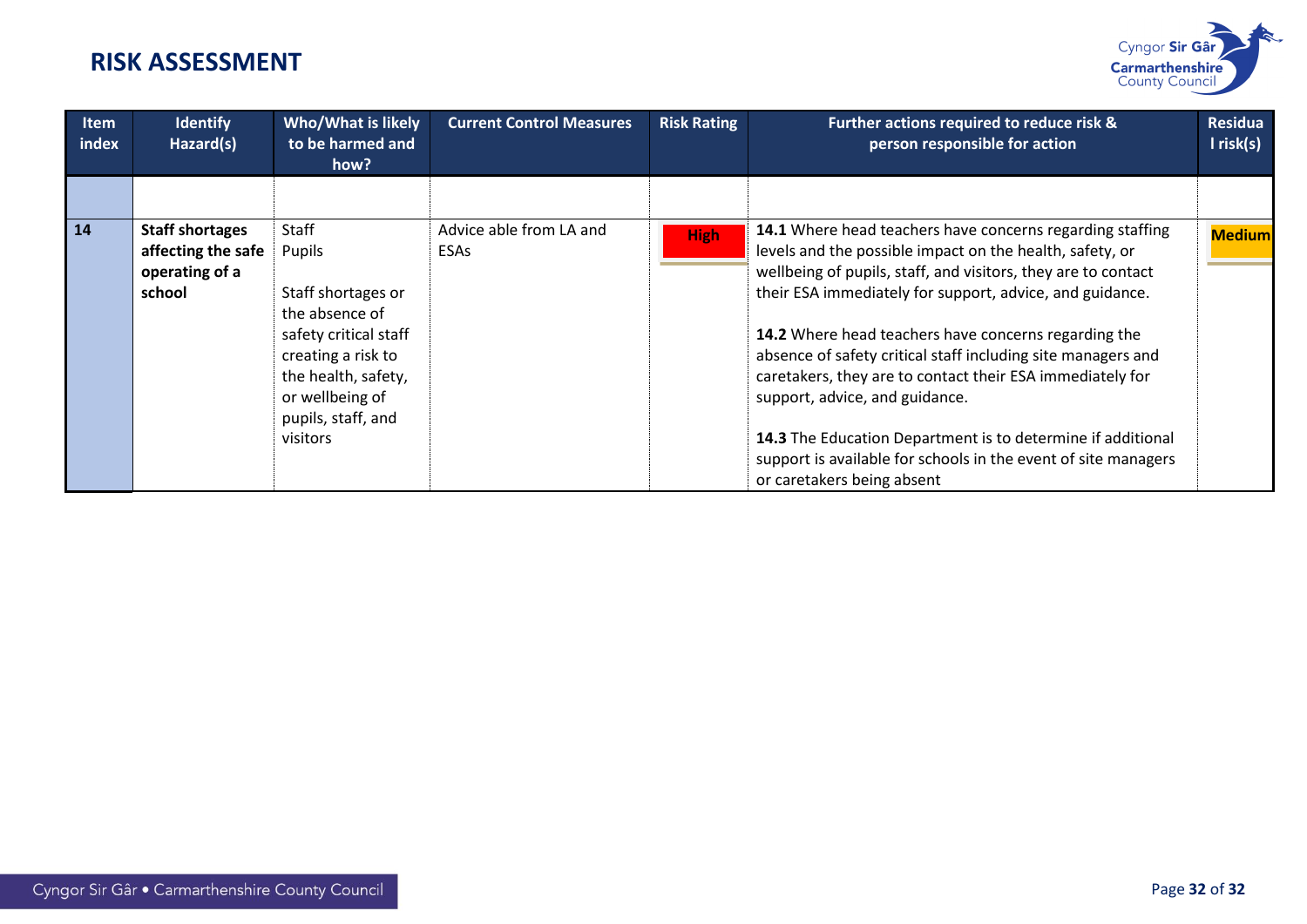# RISK ASSESSMENT

| Item index | Identify Hazard(s) | Who/What is likely to be harmed and how? | Current Control Measures | Risk Rating | Further actions required to reduce risk & person responsible for action | Residual risk(s) |
|---|---|---|---|---|---|---|
| | | | | | | |
| 14 | **Staff shortages affecting the safe operating of a school** | Staff<br>Pupils<br><br>Staff shortages or the absence of safety critical staff creating a risk to the health, safety, or wellbeing of pupils, staff, and visitors | Advice able from LA and ESAs | High | **14.1** Where head teachers have concerns regarding staffing levels and the possible impact on the health, safety, or wellbeing of pupils, staff, and visitors, they are to contact their ESA immediately for support, advice, and guidance.<br><br>**14.2** Where head teachers have concerns regarding the absence of safety critical staff including site managers and caretakers, they are to contact their ESA immediately for support, advice, and guidance.<br><br>**14.3** The Education Department is to determine if additional support is available for schools in the event of site managers or caretakers being absent | Medium |